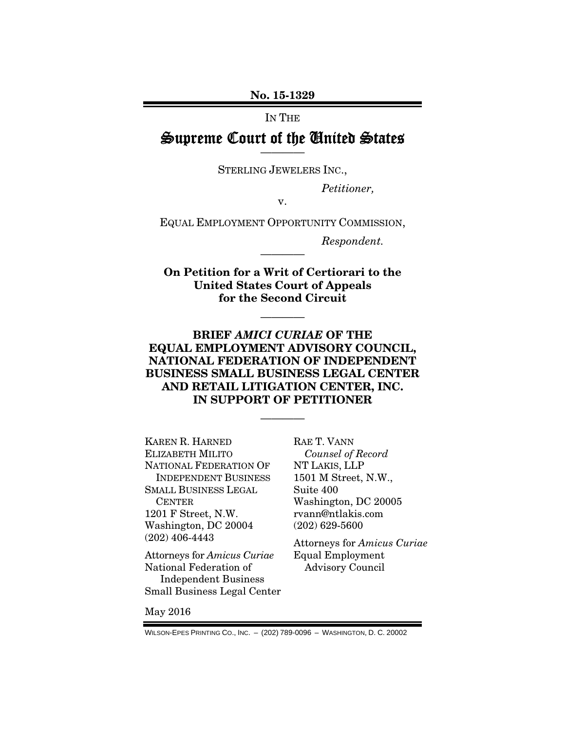No. 15-1329

IN THE

# Supreme Court of the United States

————

STERLING JEWELERS INC.,

*Petitioner,*

v.

EQUAL EMPLOYMENT OPPORTUNITY COMMISSION,

*Respondent.*

————

**On Petition for a Writ of Certiorari to the United States Court of Appeals for the Second Circuit**

————

**BRIEF *AMICI CURIAE* OF THE EQUAL EMPLOYMENT ADVISORY COUNCIL, NATIONAL FEDERATION OF INDEPENDENT BUSINESS SMALL BUSINESS LEGAL CENTER AND RETAIL LITIGATION CENTER, INC. IN SUPPORT OF PETITIONER**

————

KAREN R. HARNED
ELIZABETH MILITO
NATIONAL FEDERATION OF INDEPENDENT BUSINESS
SMALL BUSINESS LEGAL CENTER
1201 F Street, N.W.
Washington, DC 20004
(202) 406-4443

Attorneys for *Amicus Curiae*
National Federation of Independent Business
Small Business Legal Center

RAE T. VANN
*Counsel of Record*
NT LAKIS, LLP
1501 M Street, N.W.,
Suite 400
Washington, DC 20005
rvann@ntlakis.com
(202) 629-5600

Attorneys for *Amicus Curiae*
Equal Employment Advisory Council

May 2016

WILSON-EPES PRINTING CO., INC. – (202) 789-0096 – WASHINGTON, D. C. 20002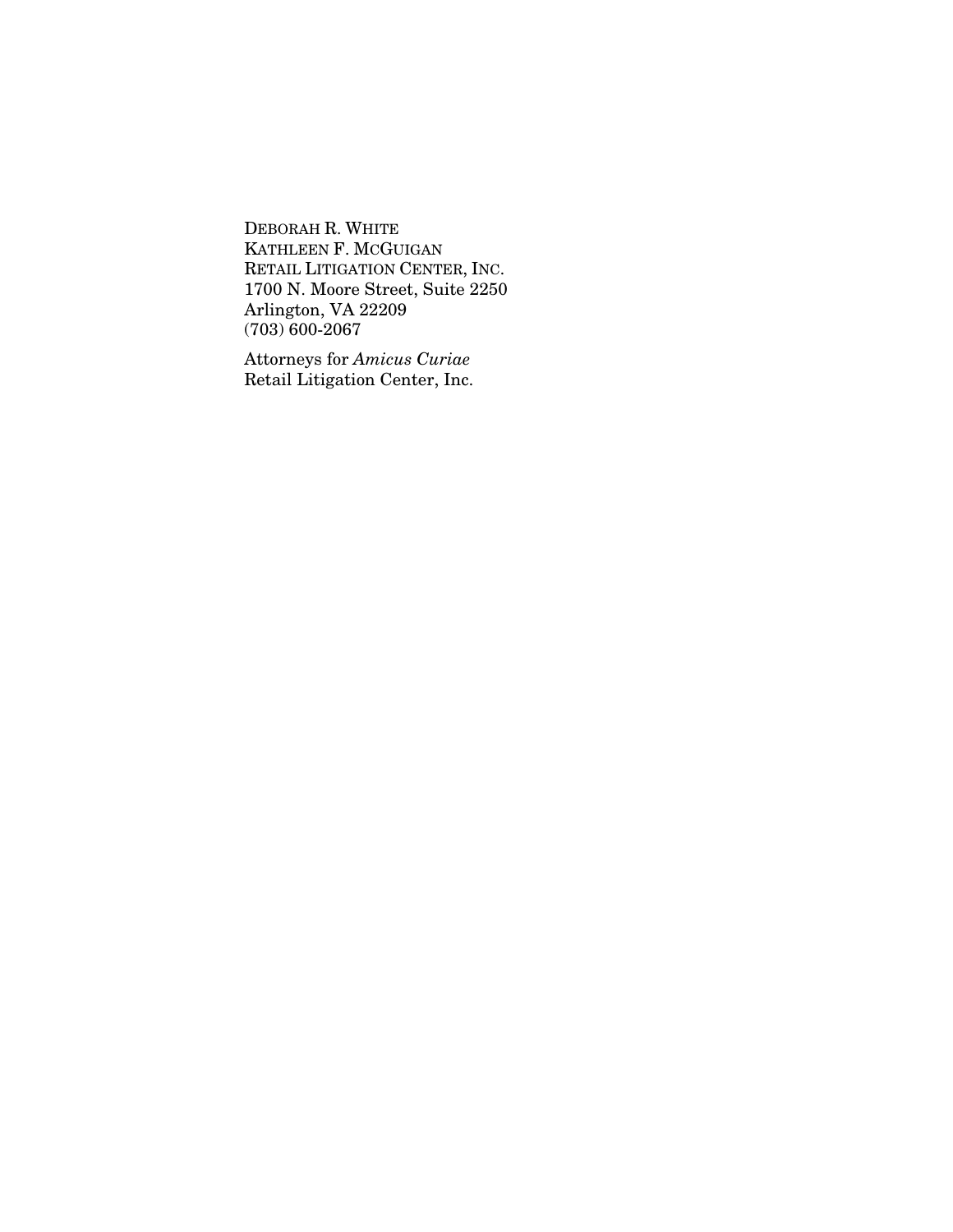DEBORAH R. WHITE
KATHLEEN F. MCGUIGAN
RETAIL LITIGATION CENTER, INC.
1700 N. Moore Street, Suite 2250
Arlington, VA 22209
(703) 600-2067

Attorneys for *Amicus Curiae*
Retail Litigation Center, Inc.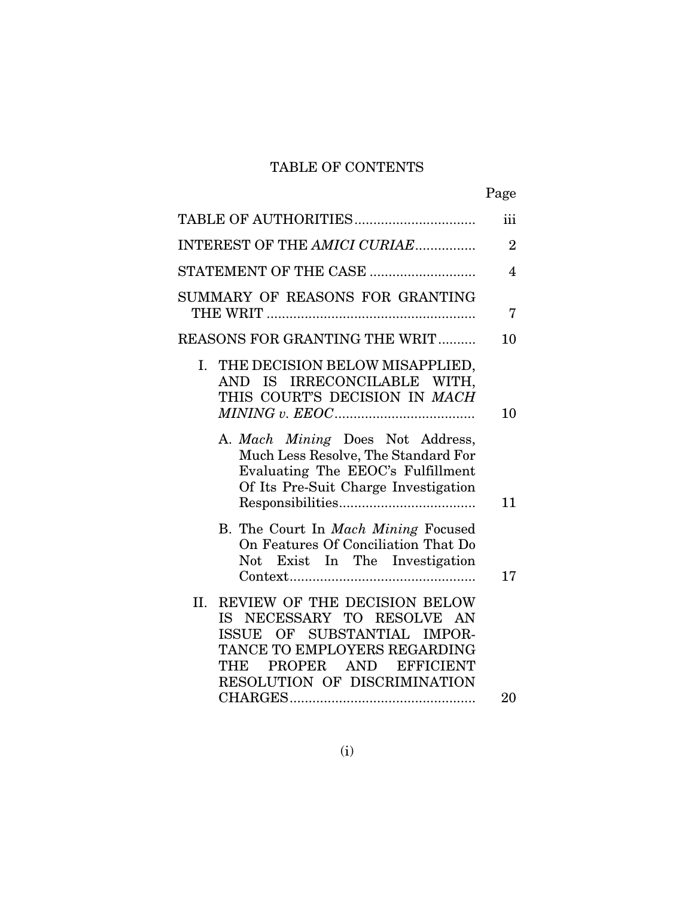# TABLE OF CONTENTS

| | Page |
|---|---|
| TABLE OF AUTHORITIES | iii |
| INTEREST OF THE *AMICI CURIAE* | 2 |
| STATEMENT OF THE CASE | 4 |
| SUMMARY OF REASONS FOR GRANTING THE WRIT | 7 |
| REASONS FOR GRANTING THE WRIT | 10 |
| I. THE DECISION BELOW MISAPPLIED, AND IS IRRECONCILABLE WITH, THIS COURT'S DECISION IN *MACH MINING v. EEOC* | 10 |
| A. *Mach Mining* Does Not Address, Much Less Resolve, The Standard For Evaluating The EEOC's Fulfillment Of Its Pre-Suit Charge Investigation Responsibilities | 11 |
| B. The Court In *Mach Mining* Focused On Features Of Conciliation That Do Not Exist In The Investigation Context | 17 |
| II. REVIEW OF THE DECISION BELOW IS NECESSARY TO RESOLVE AN ISSUE OF SUBSTANTIAL IMPORTANCE TO EMPLOYERS REGARDING THE PROPER AND EFFICIENT RESOLUTION OF DISCRIMINATION CHARGES | 20 |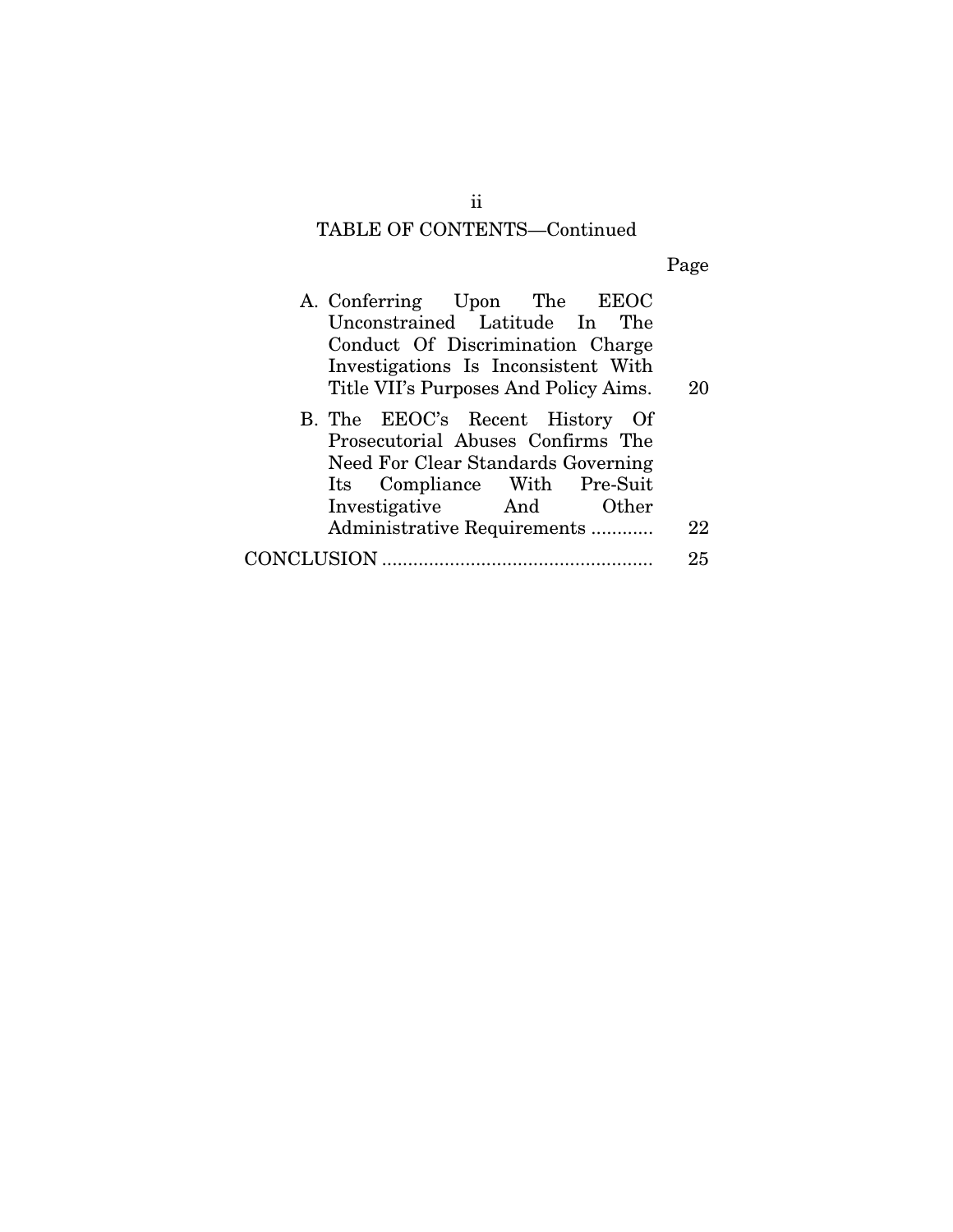TABLE OF CONTENTS—Continued

| | Page |
|---|---|
| A. Conferring Upon The EEOC Unconstrained Latitude In The Conduct Of Discrimination Charge Investigations Is Inconsistent With Title VII's Purposes And Policy Aims. | 20 |
| B. The EEOC's Recent History Of Prosecutorial Abuses Confirms The Need For Clear Standards Governing Its Compliance With Pre-Suit Investigative And Other Administrative Requirements ............ | 22 |
| CONCLUSION .................................................... | 25 |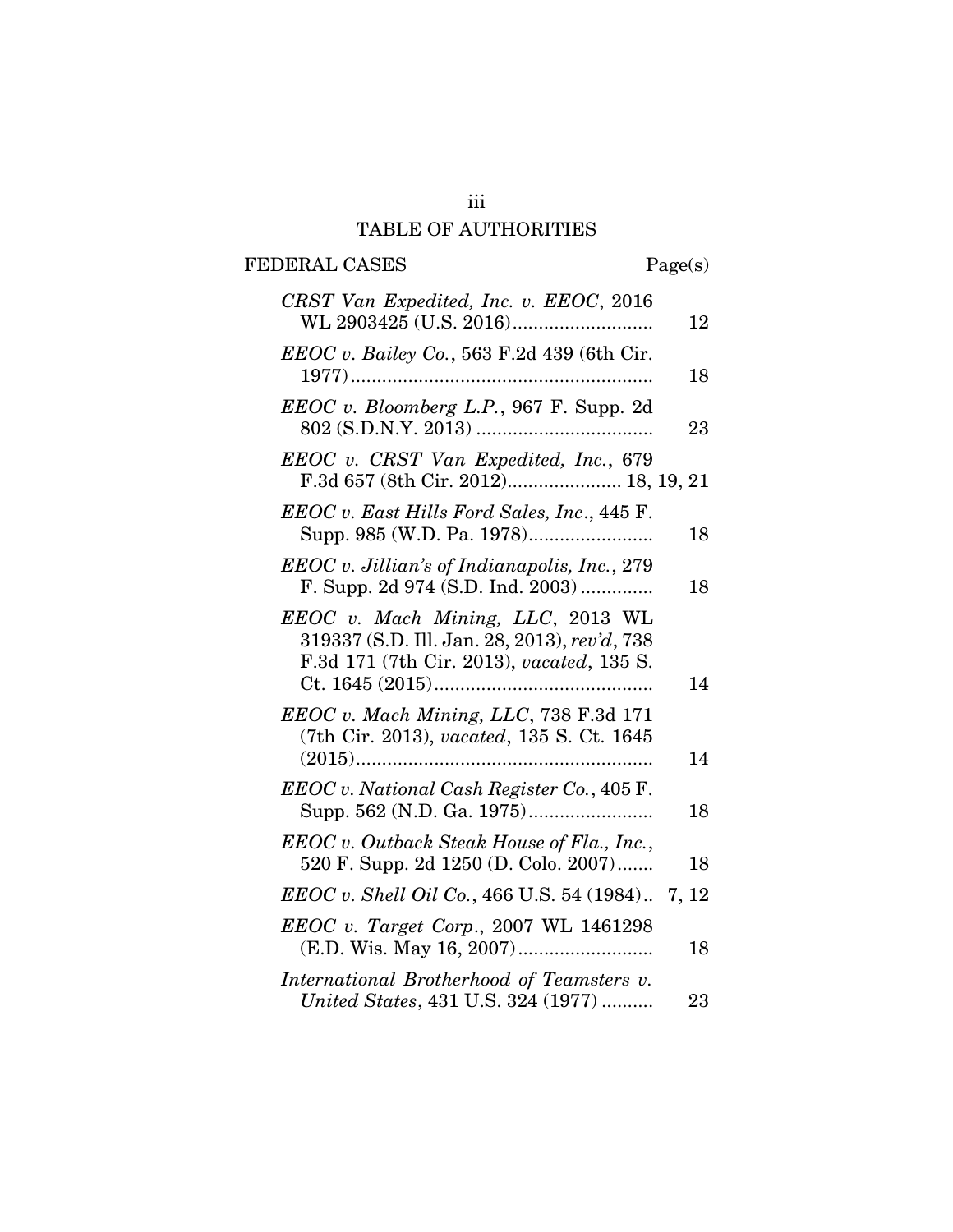# TABLE OF AUTHORITIES

| FEDERAL CASES | Page(s) |
|---|---|
| *CRST Van Expedited, Inc. v. EEOC*, 2016 WL 2903425 (U.S. 2016) | 12 |
| *EEOC v. Bailey Co.*, 563 F.2d 439 (6th Cir. 1977) | 18 |
| *EEOC v. Bloomberg L.P.*, 967 F. Supp. 2d 802 (S.D.N.Y. 2013) | 23 |
| *EEOC v. CRST Van Expedited, Inc.*, 679 F.3d 657 (8th Cir. 2012) | 18, 19, 21 |
| *EEOC v. East Hills Ford Sales, Inc*., 445 F. Supp. 985 (W.D. Pa. 1978) | 18 |
| *EEOC v. Jillian's of Indianapolis, Inc.*, 279 F. Supp. 2d 974 (S.D. Ind. 2003) | 18 |
| *EEOC v. Mach Mining, LLC*, 2013 WL 319337 (S.D. Ill. Jan. 28, 2013), *rev'd*, 738 F.3d 171 (7th Cir. 2013), *vacated*, 135 S. Ct. 1645 (2015) | 14 |
| *EEOC v. Mach Mining, LLC*, 738 F.3d 171 (7th Cir. 2013), *vacated*, 135 S. Ct. 1645 (2015) | 14 |
| *EEOC v. National Cash Register Co.*, 405 F. Supp. 562 (N.D. Ga. 1975) | 18 |
| *EEOC v. Outback Steak House of Fla., Inc.*, 520 F. Supp. 2d 1250 (D. Colo. 2007) | 18 |
| *EEOC v. Shell Oil Co.*, 466 U.S. 54 (1984) | 7, 12 |
| *EEOC v. Target Corp*., 2007 WL 1461298 (E.D. Wis. May 16, 2007) | 18 |
| *International Brotherhood of Teamsters v. United States*, 431 U.S. 324 (1977) | 23 |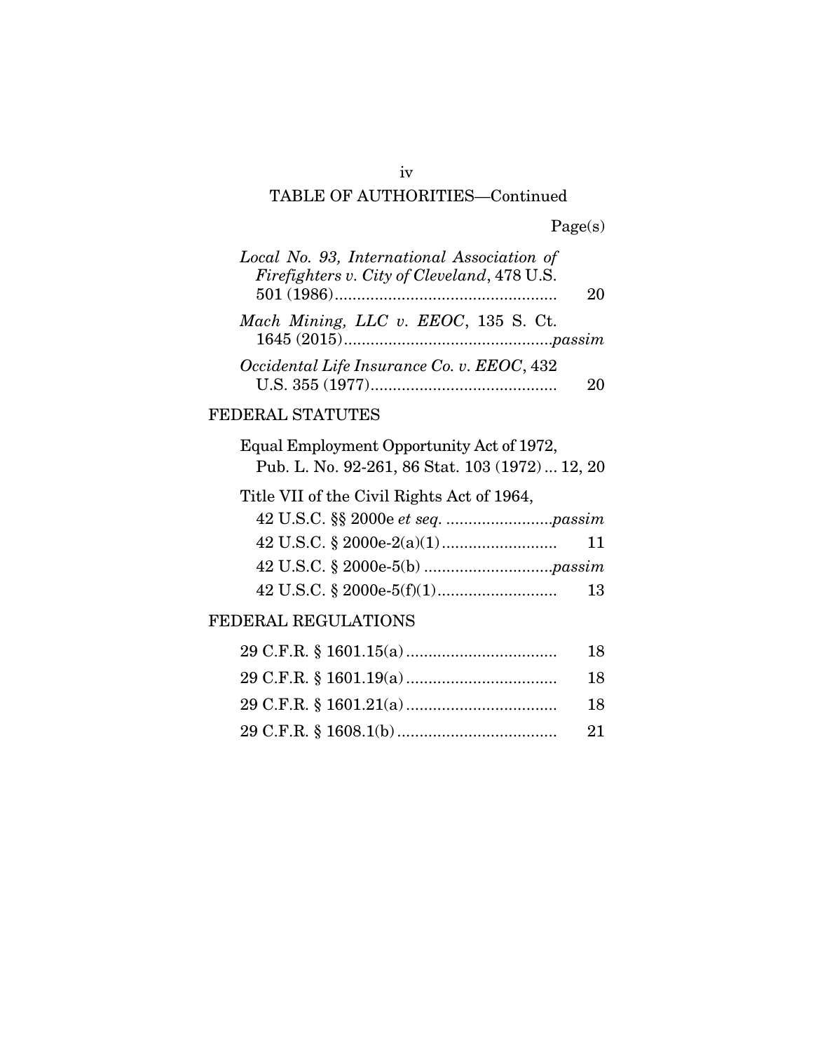TABLE OF AUTHORITIES—Continued

Page(s)

*Local No. 93, International Association of Firefighters v. City of Cleveland*, 478 U.S. 501 (1986) .................................................. 20

*Mach Mining, LLC v. EEOC*, 135 S. Ct. 1645 (2015) ..............................................*passim*

*Occidental Life Insurance Co. v. EEOC*, 432 U.S. 355 (1977) .......................................... 20

FEDERAL STATUTES

Equal Employment Opportunity Act of 1972, Pub. L. No. 92-261, 86 Stat. 103 (1972) ... 12, 20

Title VII of the Civil Rights Act of 1964,
42 U.S.C. §§ 2000e *et seq.* ........................*passim*
42 U.S.C. § 2000e-2(a)(1) .......................... 11
42 U.S.C. § 2000e-5(b) ............................*passim*
42 U.S.C. § 2000e-5(f)(1) ........................... 13

FEDERAL REGULATIONS

29 C.F.R. § 1601.15(a) .................................. 18
29 C.F.R. § 1601.19(a) .................................. 18
29 C.F.R. § 1601.21(a) .................................. 18
29 C.F.R. § 1608.1(b) .................................... 21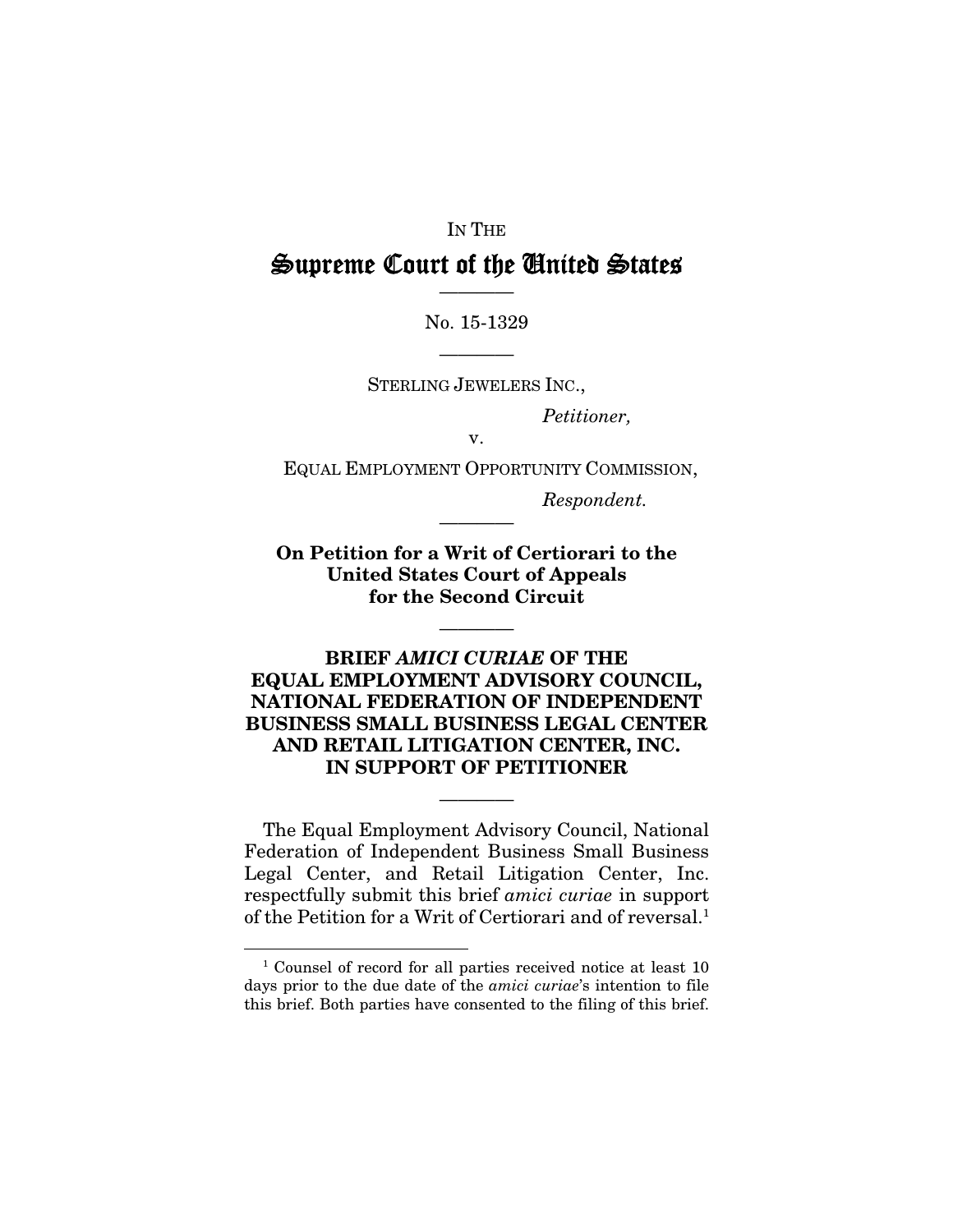IN THE

# Supreme Court of the United States

No. 15-1329

STERLING JEWELERS INC.,

*Petitioner,*

v.

EQUAL EMPLOYMENT OPPORTUNITY COMMISSION,

*Respondent.*

**On Petition for a Writ of Certiorari to the United States Court of Appeals for the Second Circuit**

## BRIEF *AMICI CURIAE* OF THE EQUAL EMPLOYMENT ADVISORY COUNCIL, NATIONAL FEDERATION OF INDEPENDENT BUSINESS SMALL BUSINESS LEGAL CENTER AND RETAIL LITIGATION CENTER, INC. IN SUPPORT OF PETITIONER

The Equal Employment Advisory Council, National Federation of Independent Business Small Business Legal Center, and Retail Litigation Center, Inc. respectfully submit this brief *amici curiae* in support of the Petition for a Writ of Certiorari and of reversal.[1]

[1] Counsel of record for all parties received notice at least 10 days prior to the due date of the *amici curiae*'s intention to file this brief. Both parties have consented to the filing of this brief.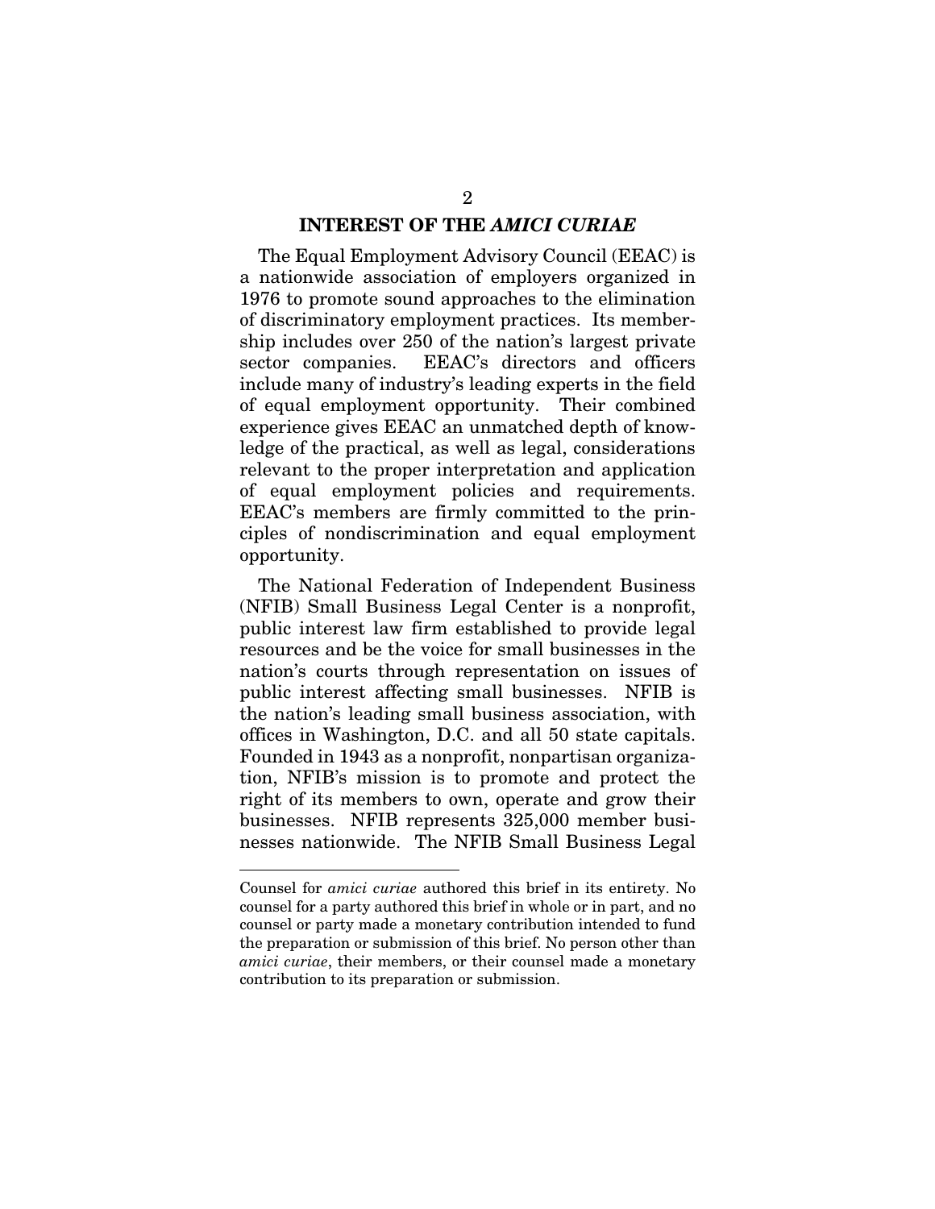## INTEREST OF THE *AMICI CURIAE*

The Equal Employment Advisory Council (EEAC) is a nationwide association of employers organized in 1976 to promote sound approaches to the elimination of discriminatory employment practices. Its membership includes over 250 of the nation's largest private sector companies. EEAC's directors and officers include many of industry's leading experts in the field of equal employment opportunity. Their combined experience gives EEAC an unmatched depth of knowledge of the practical, as well as legal, considerations relevant to the proper interpretation and application of equal employment policies and requirements. EEAC's members are firmly committed to the principles of nondiscrimination and equal employment opportunity.

The National Federation of Independent Business (NFIB) Small Business Legal Center is a nonprofit, public interest law firm established to provide legal resources and be the voice for small businesses in the nation's courts through representation on issues of public interest affecting small businesses. NFIB is the nation's leading small business association, with offices in Washington, D.C. and all 50 state capitals. Founded in 1943 as a nonprofit, nonpartisan organization, NFIB's mission is to promote and protect the right of its members to own, operate and grow their businesses. NFIB represents 325,000 member businesses nationwide. The NFIB Small Business Legal

---

Counsel for *amici curiae* authored this brief in its entirety. No counsel for a party authored this brief in whole or in part, and no counsel or party made a monetary contribution intended to fund the preparation or submission of this brief. No person other than *amici curiae*, their members, or their counsel made a monetary contribution to its preparation or submission.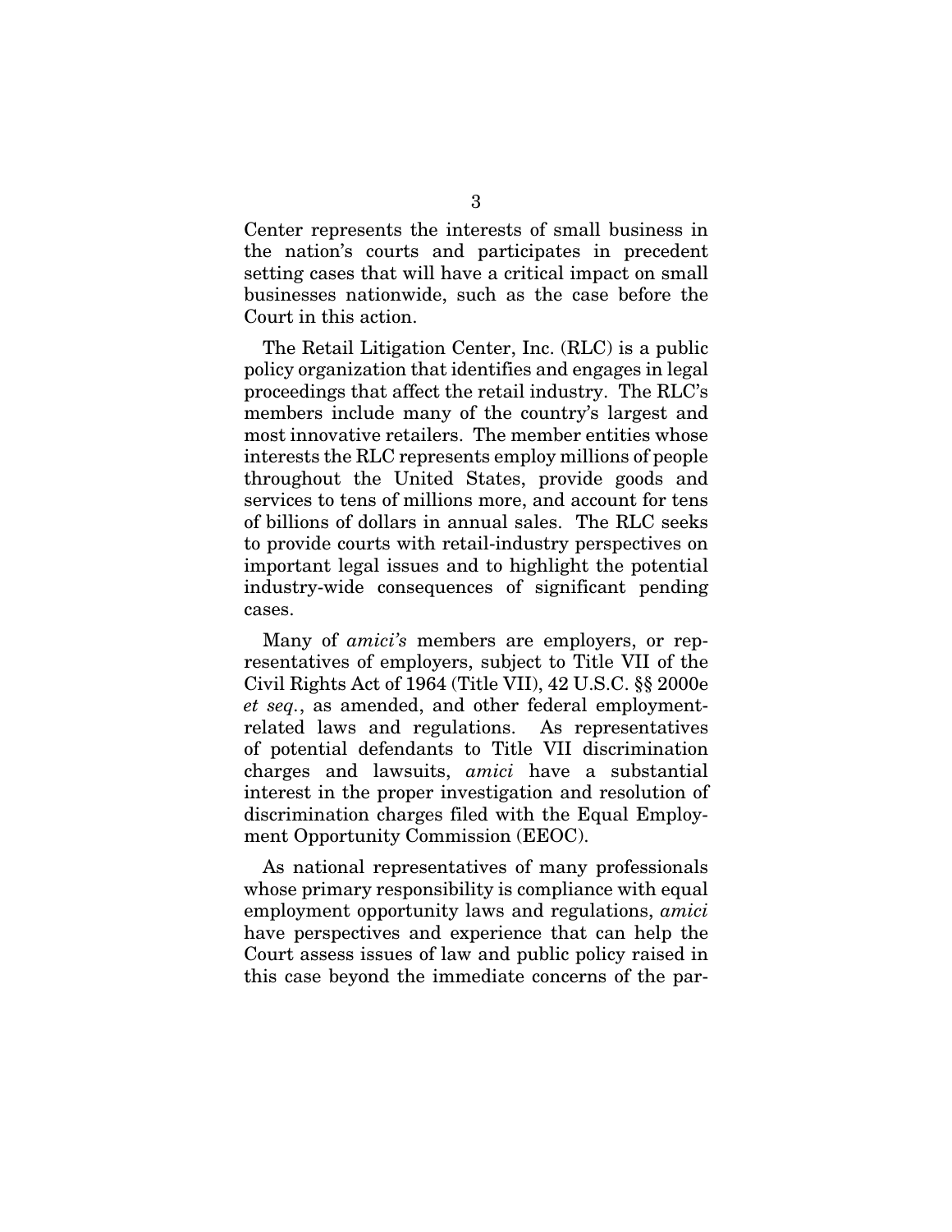Center represents the interests of small business in the nation's courts and participates in precedent setting cases that will have a critical impact on small businesses nationwide, such as the case before the Court in this action.

The Retail Litigation Center, Inc. (RLC) is a public policy organization that identifies and engages in legal proceedings that affect the retail industry. The RLC's members include many of the country's largest and most innovative retailers. The member entities whose interests the RLC represents employ millions of people throughout the United States, provide goods and services to tens of millions more, and account for tens of billions of dollars in annual sales. The RLC seeks to provide courts with retail-industry perspectives on important legal issues and to highlight the potential industry-wide consequences of significant pending cases.

Many of *amici's* members are employers, or representatives of employers, subject to Title VII of the Civil Rights Act of 1964 (Title VII), 42 U.S.C. §§ 2000e *et seq.*, as amended, and other federal employment-related laws and regulations. As representatives of potential defendants to Title VII discrimination charges and lawsuits, *amici* have a substantial interest in the proper investigation and resolution of discrimination charges filed with the Equal Employment Opportunity Commission (EEOC).

As national representatives of many professionals whose primary responsibility is compliance with equal employment opportunity laws and regulations, *amici* have perspectives and experience that can help the Court assess issues of law and public policy raised in this case beyond the immediate concerns of the par-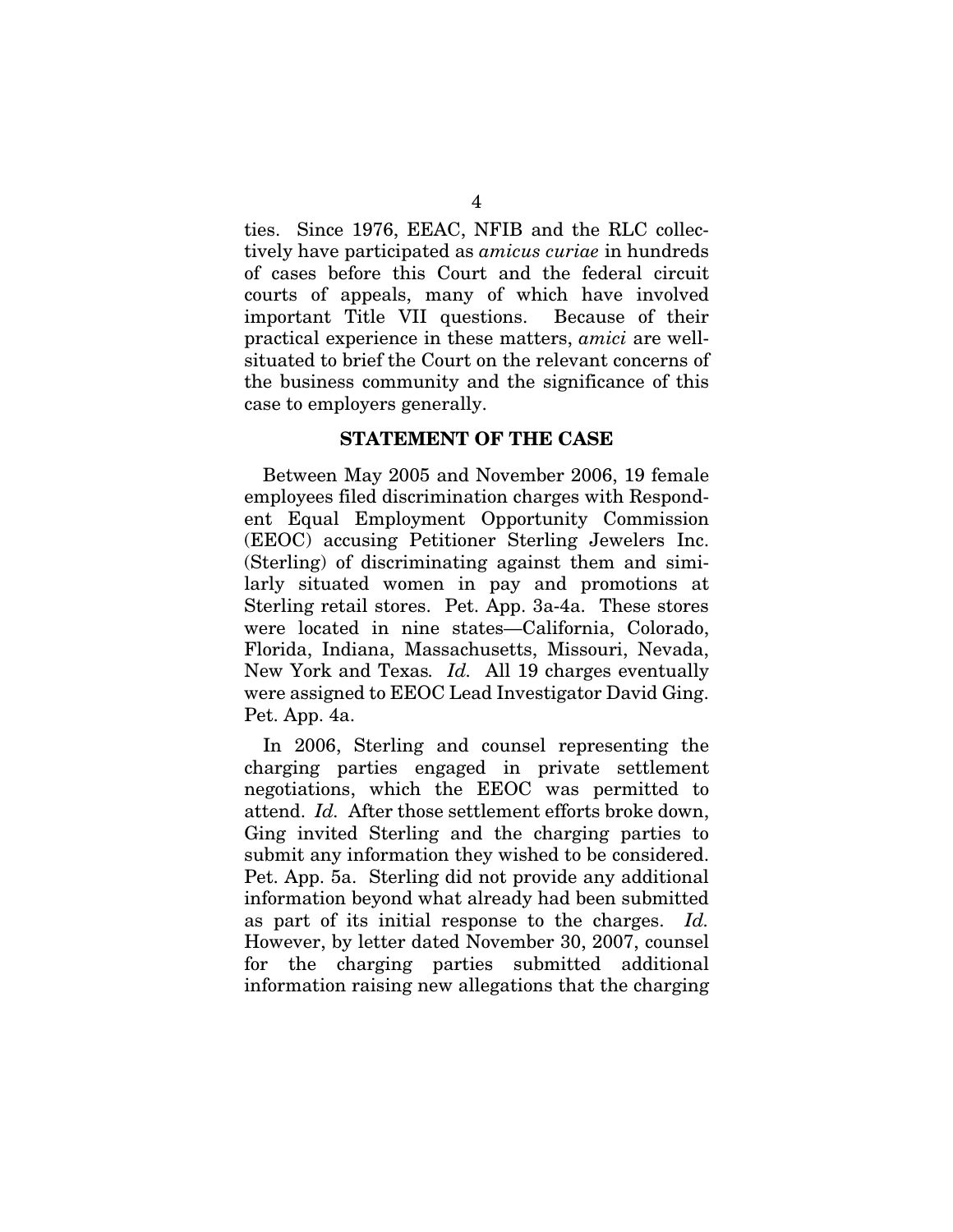ties. Since 1976, EEAC, NFIB and the RLC collectively have participated as *amicus curiae* in hundreds of cases before this Court and the federal circuit courts of appeals, many of which have involved important Title VII questions. Because of their practical experience in these matters, *amici* are well-situated to brief the Court on the relevant concerns of the business community and the significance of this case to employers generally.

## STATEMENT OF THE CASE

Between May 2005 and November 2006, 19 female employees filed discrimination charges with Respondent Equal Employment Opportunity Commission (EEOC) accusing Petitioner Sterling Jewelers Inc. (Sterling) of discriminating against them and similarly situated women in pay and promotions at Sterling retail stores. Pet. App. 3a-4a. These stores were located in nine states—California, Colorado, Florida, Indiana, Massachusetts, Missouri, Nevada, New York and Texas. *Id.* All 19 charges eventually were assigned to EEOC Lead Investigator David Ging. Pet. App. 4a.

In 2006, Sterling and counsel representing the charging parties engaged in private settlement negotiations, which the EEOC was permitted to attend. *Id.* After those settlement efforts broke down, Ging invited Sterling and the charging parties to submit any information they wished to be considered. Pet. App. 5a. Sterling did not provide any additional information beyond what already had been submitted as part of its initial response to the charges. *Id.* However, by letter dated November 30, 2007, counsel for the charging parties submitted additional information raising new allegations that the charging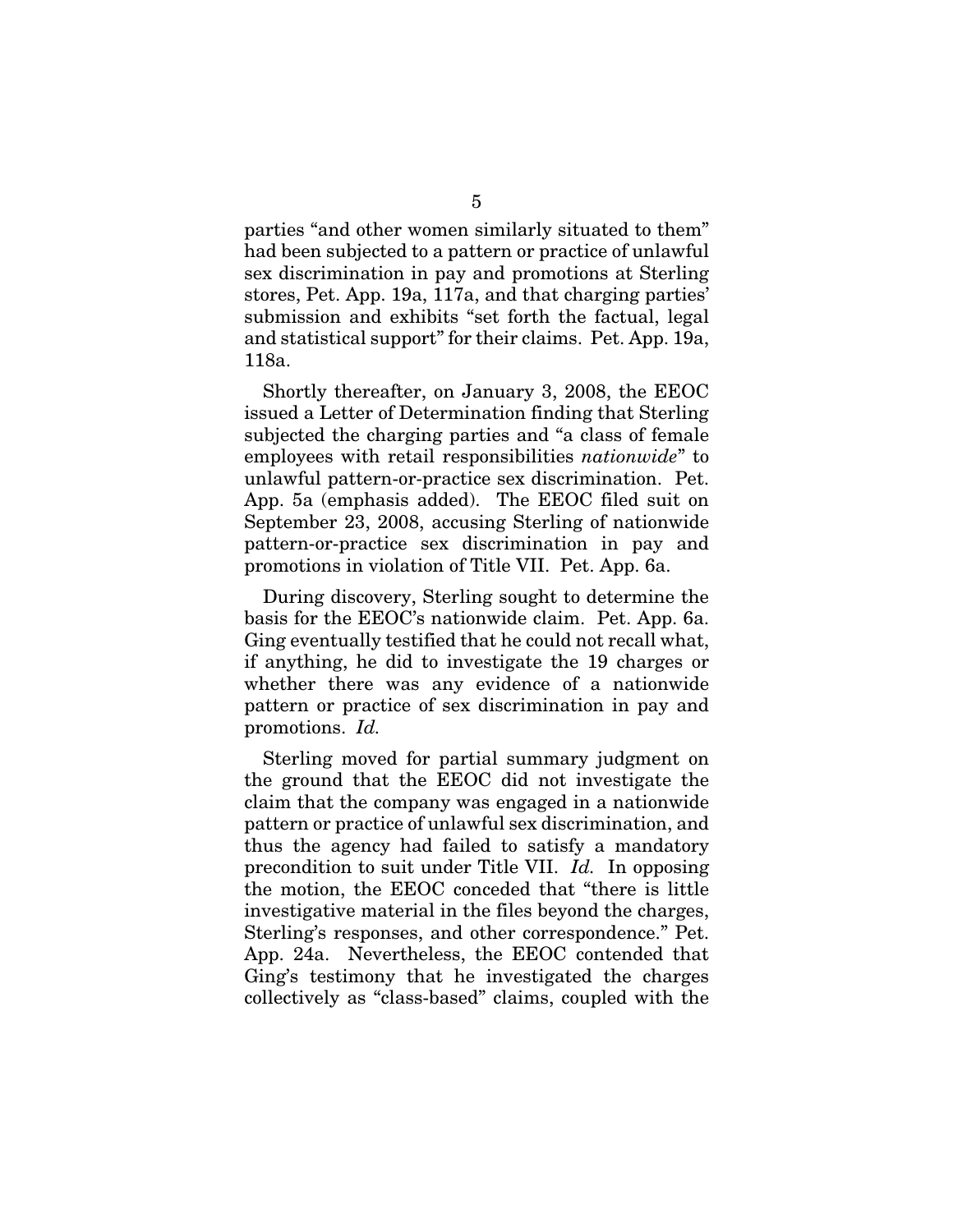parties "and other women similarly situated to them" had been subjected to a pattern or practice of unlawful sex discrimination in pay and promotions at Sterling stores, Pet. App. 19a, 117a, and that charging parties' submission and exhibits "set forth the factual, legal and statistical support" for their claims. Pet. App. 19a, 118a.

Shortly thereafter, on January 3, 2008, the EEOC issued a Letter of Determination finding that Sterling subjected the charging parties and "a class of female employees with retail responsibilities *nationwide*" to unlawful pattern-or-practice sex discrimination. Pet. App. 5a (emphasis added). The EEOC filed suit on September 23, 2008, accusing Sterling of nationwide pattern-or-practice sex discrimination in pay and promotions in violation of Title VII. Pet. App. 6a.

During discovery, Sterling sought to determine the basis for the EEOC's nationwide claim. Pet. App. 6a. Ging eventually testified that he could not recall what, if anything, he did to investigate the 19 charges or whether there was any evidence of a nationwide pattern or practice of sex discrimination in pay and promotions. *Id.*

Sterling moved for partial summary judgment on the ground that the EEOC did not investigate the claim that the company was engaged in a nationwide pattern or practice of unlawful sex discrimination, and thus the agency had failed to satisfy a mandatory precondition to suit under Title VII. *Id.* In opposing the motion, the EEOC conceded that "there is little investigative material in the files beyond the charges, Sterling's responses, and other correspondence." Pet. App. 24a. Nevertheless, the EEOC contended that Ging's testimony that he investigated the charges collectively as "class-based" claims, coupled with the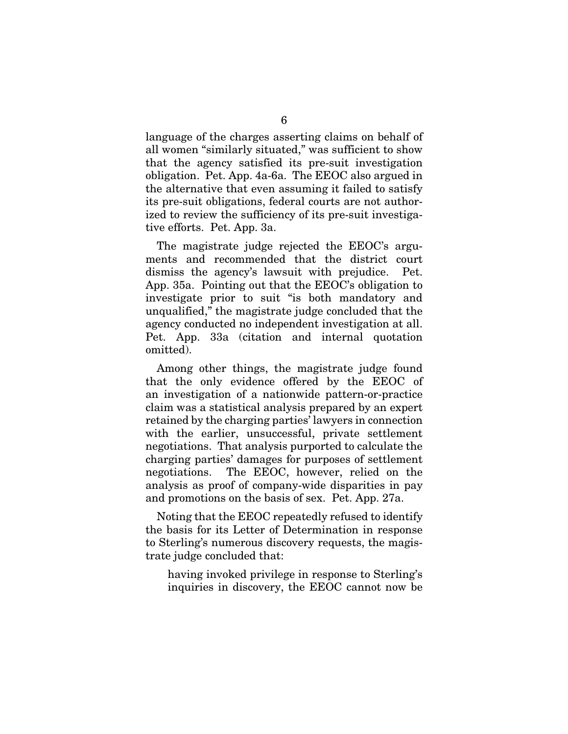language of the charges asserting claims on behalf of all women "similarly situated," was sufficient to show that the agency satisfied its pre-suit investigation obligation. Pet. App. 4a-6a. The EEOC also argued in the alternative that even assuming it failed to satisfy its pre-suit obligations, federal courts are not authorized to review the sufficiency of its pre-suit investigative efforts. Pet. App. 3a.

The magistrate judge rejected the EEOC's arguments and recommended that the district court dismiss the agency's lawsuit with prejudice. Pet. App. 35a. Pointing out that the EEOC's obligation to investigate prior to suit "is both mandatory and unqualified," the magistrate judge concluded that the agency conducted no independent investigation at all. Pet. App. 33a (citation and internal quotation omitted).

Among other things, the magistrate judge found that the only evidence offered by the EEOC of an investigation of a nationwide pattern-or-practice claim was a statistical analysis prepared by an expert retained by the charging parties' lawyers in connection with the earlier, unsuccessful, private settlement negotiations. That analysis purported to calculate the charging parties' damages for purposes of settlement negotiations. The EEOC, however, relied on the analysis as proof of company-wide disparities in pay and promotions on the basis of sex. Pet. App. 27a.

Noting that the EEOC repeatedly refused to identify the basis for its Letter of Determination in response to Sterling's numerous discovery requests, the magistrate judge concluded that:

> having invoked privilege in response to Sterling's inquiries in discovery, the EEOC cannot now be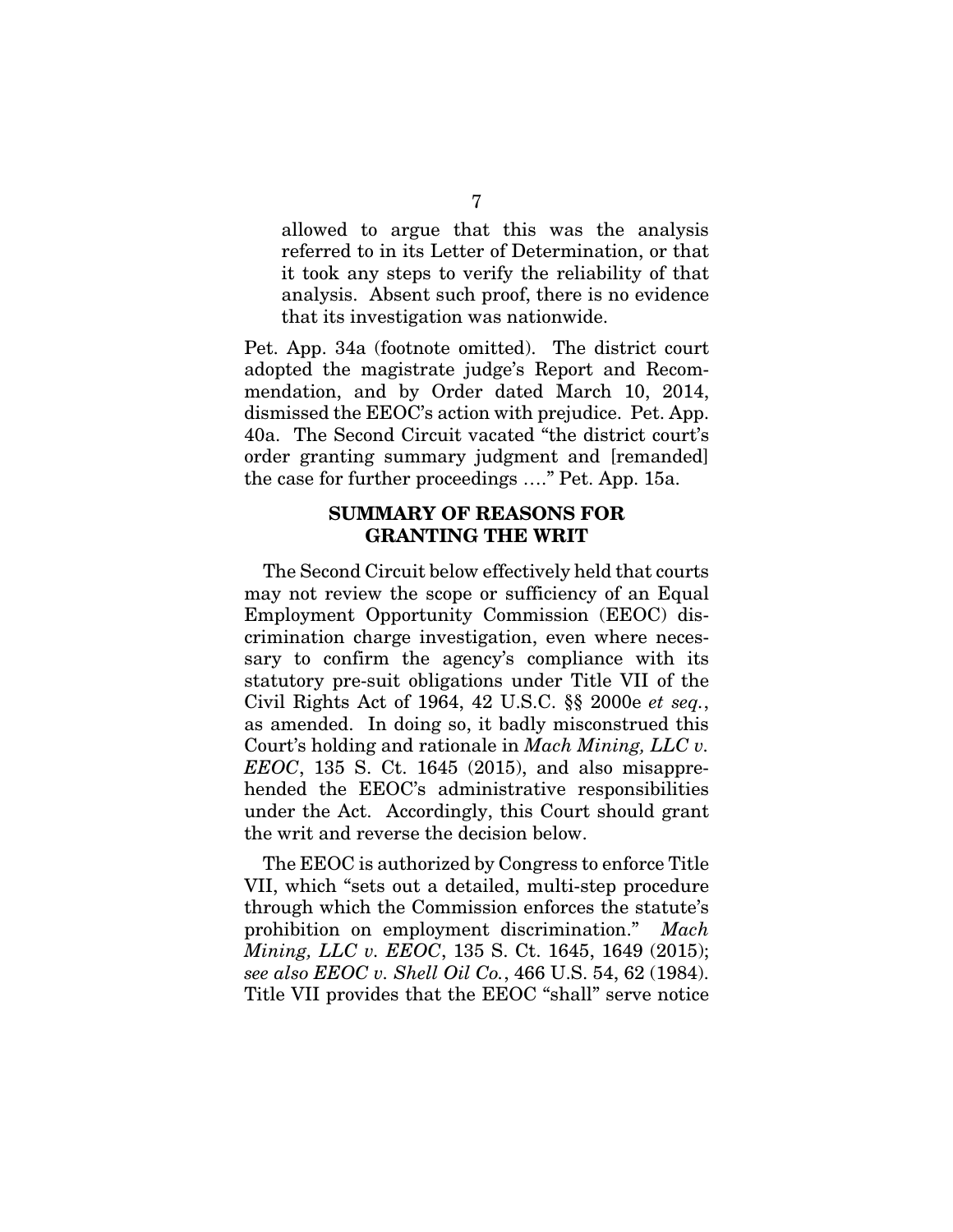> allowed to argue that this was the analysis referred to in its Letter of Determination, or that it took any steps to verify the reliability of that analysis. Absent such proof, there is no evidence that its investigation was nationwide.

Pet. App. 34a (footnote omitted). The district court adopted the magistrate judge's Report and Recommendation, and by Order dated March 10, 2014, dismissed the EEOC's action with prejudice. Pet. App. 40a. The Second Circuit vacated "the district court's order granting summary judgment and [remanded] the case for further proceedings …." Pet. App. 15a.

## SUMMARY OF REASONS FOR GRANTING THE WRIT

The Second Circuit below effectively held that courts may not review the scope or sufficiency of an Equal Employment Opportunity Commission (EEOC) discrimination charge investigation, even where necessary to confirm the agency's compliance with its statutory pre-suit obligations under Title VII of the Civil Rights Act of 1964, 42 U.S.C. §§ 2000e *et seq.*, as amended. In doing so, it badly misconstrued this Court's holding and rationale in *Mach Mining, LLC v. EEOC*, 135 S. Ct. 1645 (2015), and also misapprehended the EEOC's administrative responsibilities under the Act. Accordingly, this Court should grant the writ and reverse the decision below.

The EEOC is authorized by Congress to enforce Title VII, which "sets out a detailed, multi-step procedure through which the Commission enforces the statute's prohibition on employment discrimination." *Mach Mining, LLC v. EEOC*, 135 S. Ct. 1645, 1649 (2015); *see also EEOC v. Shell Oil Co.*, 466 U.S. 54, 62 (1984). Title VII provides that the EEOC "shall" serve notice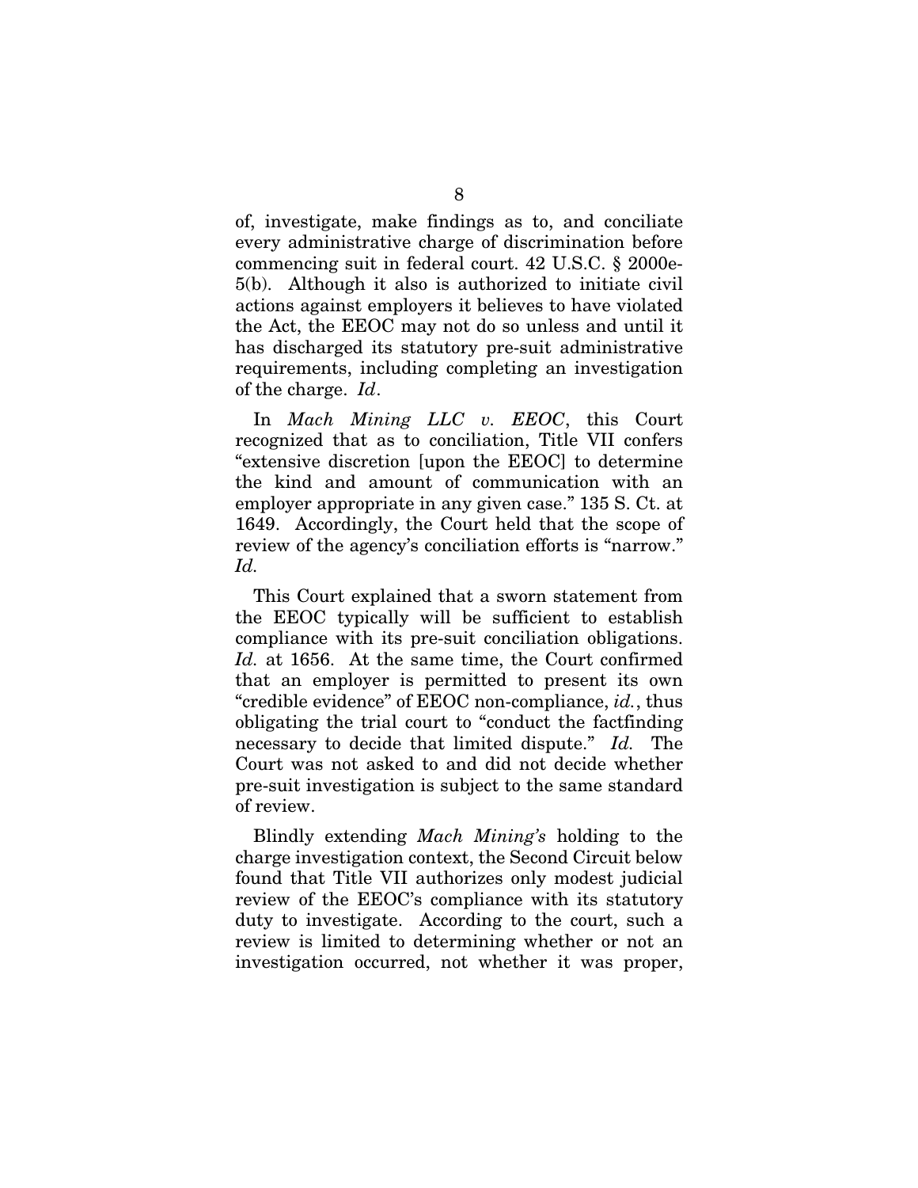of, investigate, make findings as to, and conciliate every administrative charge of discrimination before commencing suit in federal court. 42 U.S.C. § 2000e-5(b). Although it also is authorized to initiate civil actions against employers it believes to have violated the Act, the EEOC may not do so unless and until it has discharged its statutory pre-suit administrative requirements, including completing an investigation of the charge. *Id*.

In *Mach Mining LLC v. EEOC*, this Court recognized that as to conciliation, Title VII confers "extensive discretion [upon the EEOC] to determine the kind and amount of communication with an employer appropriate in any given case." 135 S. Ct. at 1649. Accordingly, the Court held that the scope of review of the agency's conciliation efforts is "narrow." *Id.*

This Court explained that a sworn statement from the EEOC typically will be sufficient to establish compliance with its pre-suit conciliation obligations. *Id.* at 1656. At the same time, the Court confirmed that an employer is permitted to present its own "credible evidence" of EEOC non-compliance, *id.*, thus obligating the trial court to "conduct the factfinding necessary to decide that limited dispute." *Id.* The Court was not asked to and did not decide whether pre-suit investigation is subject to the same standard of review.

Blindly extending *Mach Mining's* holding to the charge investigation context, the Second Circuit below found that Title VII authorizes only modest judicial review of the EEOC's compliance with its statutory duty to investigate. According to the court, such a review is limited to determining whether or not an investigation occurred, not whether it was proper,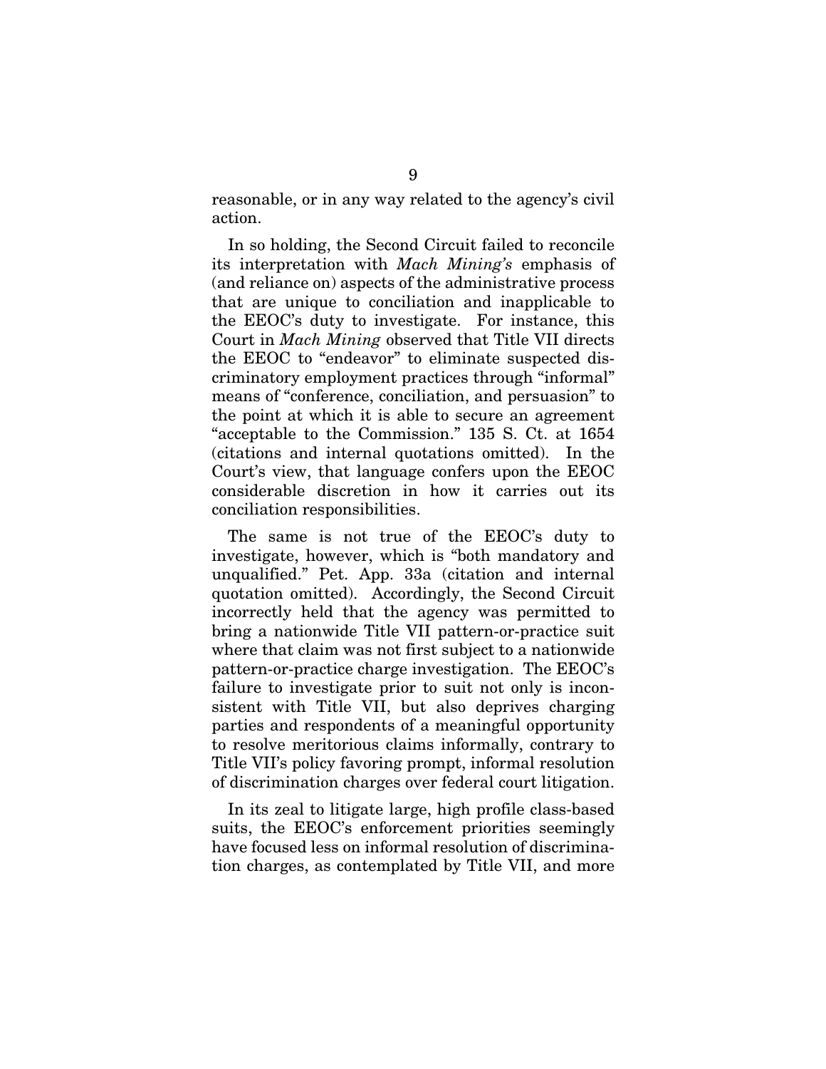reasonable, or in any way related to the agency's civil action.

In so holding, the Second Circuit failed to reconcile its interpretation with *Mach Mining's* emphasis of (and reliance on) aspects of the administrative process that are unique to conciliation and inapplicable to the EEOC's duty to investigate. For instance, this Court in *Mach Mining* observed that Title VII directs the EEOC to "endeavor" to eliminate suspected discriminatory employment practices through "informal" means of "conference, conciliation, and persuasion" to the point at which it is able to secure an agreement "acceptable to the Commission." 135 S. Ct. at 1654 (citations and internal quotations omitted). In the Court's view, that language confers upon the EEOC considerable discretion in how it carries out its conciliation responsibilities.

The same is not true of the EEOC's duty to investigate, however, which is "both mandatory and unqualified." Pet. App. 33a (citation and internal quotation omitted). Accordingly, the Second Circuit incorrectly held that the agency was permitted to bring a nationwide Title VII pattern-or-practice suit where that claim was not first subject to a nationwide pattern-or-practice charge investigation. The EEOC's failure to investigate prior to suit not only is inconsistent with Title VII, but also deprives charging parties and respondents of a meaningful opportunity to resolve meritorious claims informally, contrary to Title VII's policy favoring prompt, informal resolution of discrimination charges over federal court litigation.

In its zeal to litigate large, high profile class-based suits, the EEOC's enforcement priorities seemingly have focused less on informal resolution of discrimination charges, as contemplated by Title VII, and more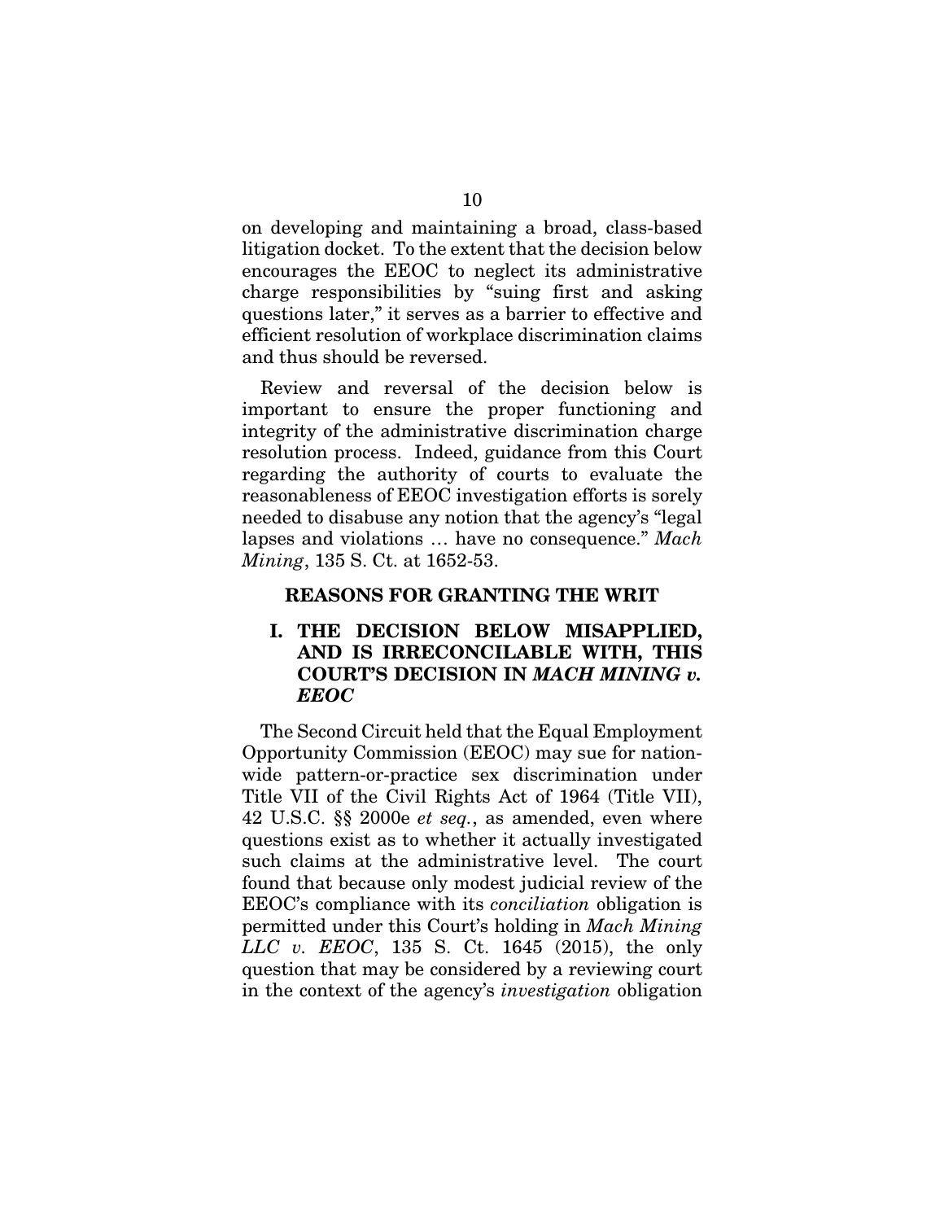on developing and maintaining a broad, class-based litigation docket. To the extent that the decision below encourages the EEOC to neglect its administrative charge responsibilities by "suing first and asking questions later," it serves as a barrier to effective and efficient resolution of workplace discrimination claims and thus should be reversed.

Review and reversal of the decision below is important to ensure the proper functioning and integrity of the administrative discrimination charge resolution process. Indeed, guidance from this Court regarding the authority of courts to evaluate the reasonableness of EEOC investigation efforts is sorely needed to disabuse any notion that the agency's "legal lapses and violations … have no consequence." *Mach Mining*, 135 S. Ct. at 1652-53.

## REASONS FOR GRANTING THE WRIT

### I. THE DECISION BELOW MISAPPLIED, AND IS IRRECONCILABLE WITH, THIS COURT'S DECISION IN *MACH MINING v. EEOC*

The Second Circuit held that the Equal Employment Opportunity Commission (EEOC) may sue for nationwide pattern-or-practice sex discrimination under Title VII of the Civil Rights Act of 1964 (Title VII), 42 U.S.C. §§ 2000e *et seq.*, as amended, even where questions exist as to whether it actually investigated such claims at the administrative level. The court found that because only modest judicial review of the EEOC's compliance with its *conciliation* obligation is permitted under this Court's holding in *Mach Mining LLC v. EEOC*, 135 S. Ct. 1645 (2015), the only question that may be considered by a reviewing court in the context of the agency's *investigation* obligation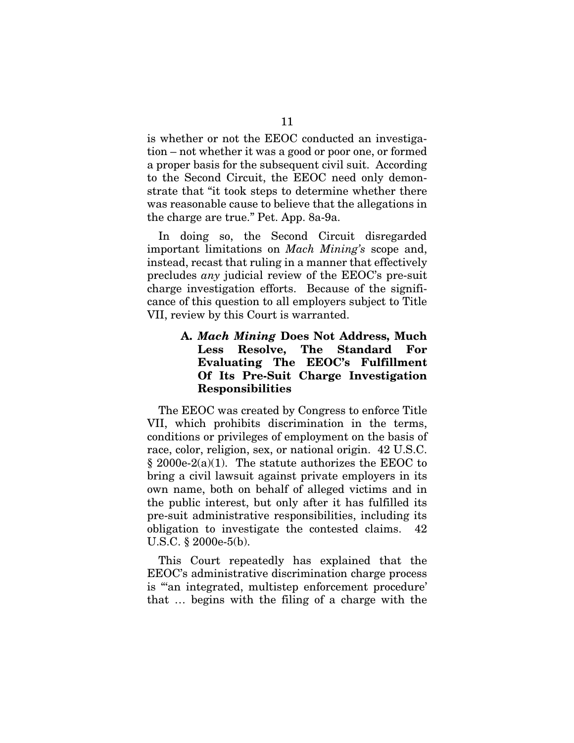is whether or not the EEOC conducted an investigation – not whether it was a good or poor one, or formed a proper basis for the subsequent civil suit. According to the Second Circuit, the EEOC need only demonstrate that "it took steps to determine whether there was reasonable cause to believe that the allegations in the charge are true." Pet. App. 8a-9a.

In doing so, the Second Circuit disregarded important limitations on *Mach Mining's* scope and, instead, recast that ruling in a manner that effectively precludes *any* judicial review of the EEOC's pre-suit charge investigation efforts. Because of the significance of this question to all employers subject to Title VII, review by this Court is warranted.

### A. *Mach Mining* Does Not Address, Much Less Resolve, The Standard For Evaluating The EEOC's Fulfillment Of Its Pre-Suit Charge Investigation Responsibilities

The EEOC was created by Congress to enforce Title VII, which prohibits discrimination in the terms, conditions or privileges of employment on the basis of race, color, religion, sex, or national origin. 42 U.S.C. § 2000e-2(a)(1). The statute authorizes the EEOC to bring a civil lawsuit against private employers in its own name, both on behalf of alleged victims and in the public interest, but only after it has fulfilled its pre-suit administrative responsibilities, including its obligation to investigate the contested claims. 42 U.S.C. § 2000e-5(b).

This Court repeatedly has explained that the EEOC's administrative discrimination charge process is "'an integrated, multistep enforcement procedure' that … begins with the filing of a charge with the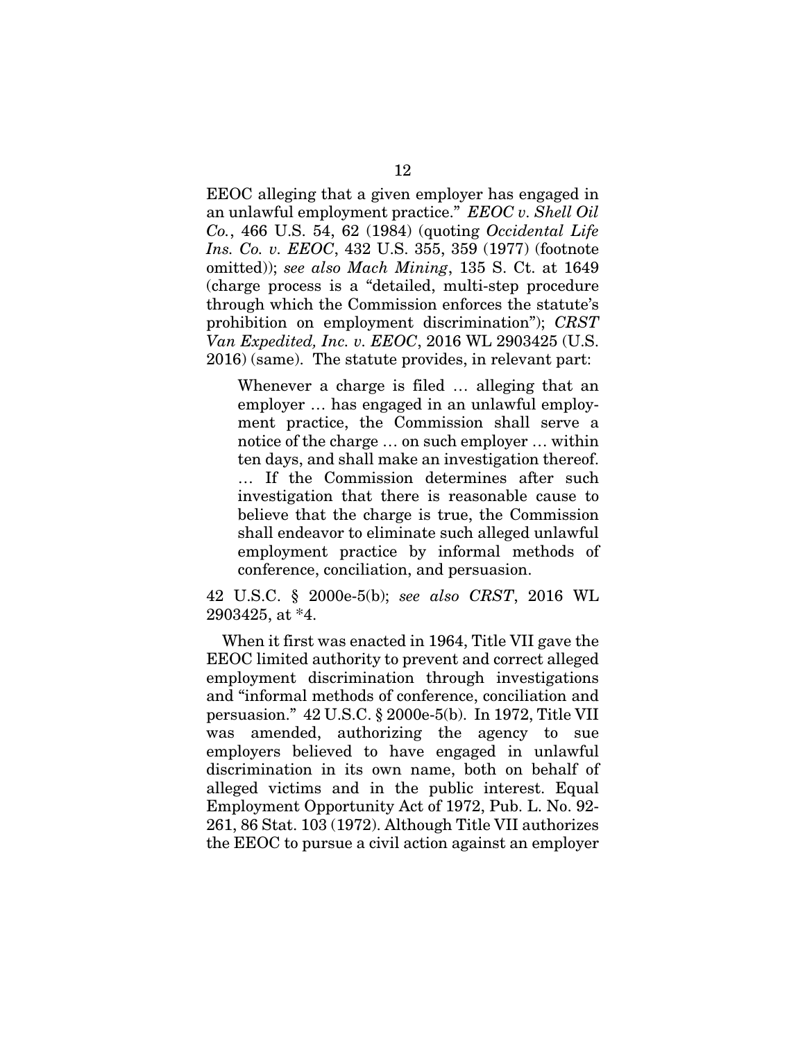EEOC alleging that a given employer has engaged in an unlawful employment practice." *EEOC v. Shell Oil Co.*, 466 U.S. 54, 62 (1984) (quoting *Occidental Life Ins. Co. v. EEOC*, 432 U.S. 355, 359 (1977) (footnote omitted)); *see also Mach Mining*, 135 S. Ct. at 1649 (charge process is a "detailed, multi-step procedure through which the Commission enforces the statute's prohibition on employment discrimination"); *CRST Van Expedited, Inc. v. EEOC*, 2016 WL 2903425 (U.S. 2016) (same). The statute provides, in relevant part:

> Whenever a charge is filed … alleging that an employer … has engaged in an unlawful employment practice, the Commission shall serve a notice of the charge … on such employer … within ten days, and shall make an investigation thereof. … If the Commission determines after such investigation that there is reasonable cause to believe that the charge is true, the Commission shall endeavor to eliminate such alleged unlawful employment practice by informal methods of conference, conciliation, and persuasion.

42 U.S.C. § 2000e-5(b); *see also CRST*, 2016 WL 2903425, at *4.

When it first was enacted in 1964, Title VII gave the EEOC limited authority to prevent and correct alleged employment discrimination through investigations and "informal methods of conference, conciliation and persuasion." 42 U.S.C. § 2000e-5(b). In 1972, Title VII was amended, authorizing the agency to sue employers believed to have engaged in unlawful discrimination in its own name, both on behalf of alleged victims and in the public interest. Equal Employment Opportunity Act of 1972, Pub. L. No. 92-261, 86 Stat. 103 (1972). Although Title VII authorizes the EEOC to pursue a civil action against an employer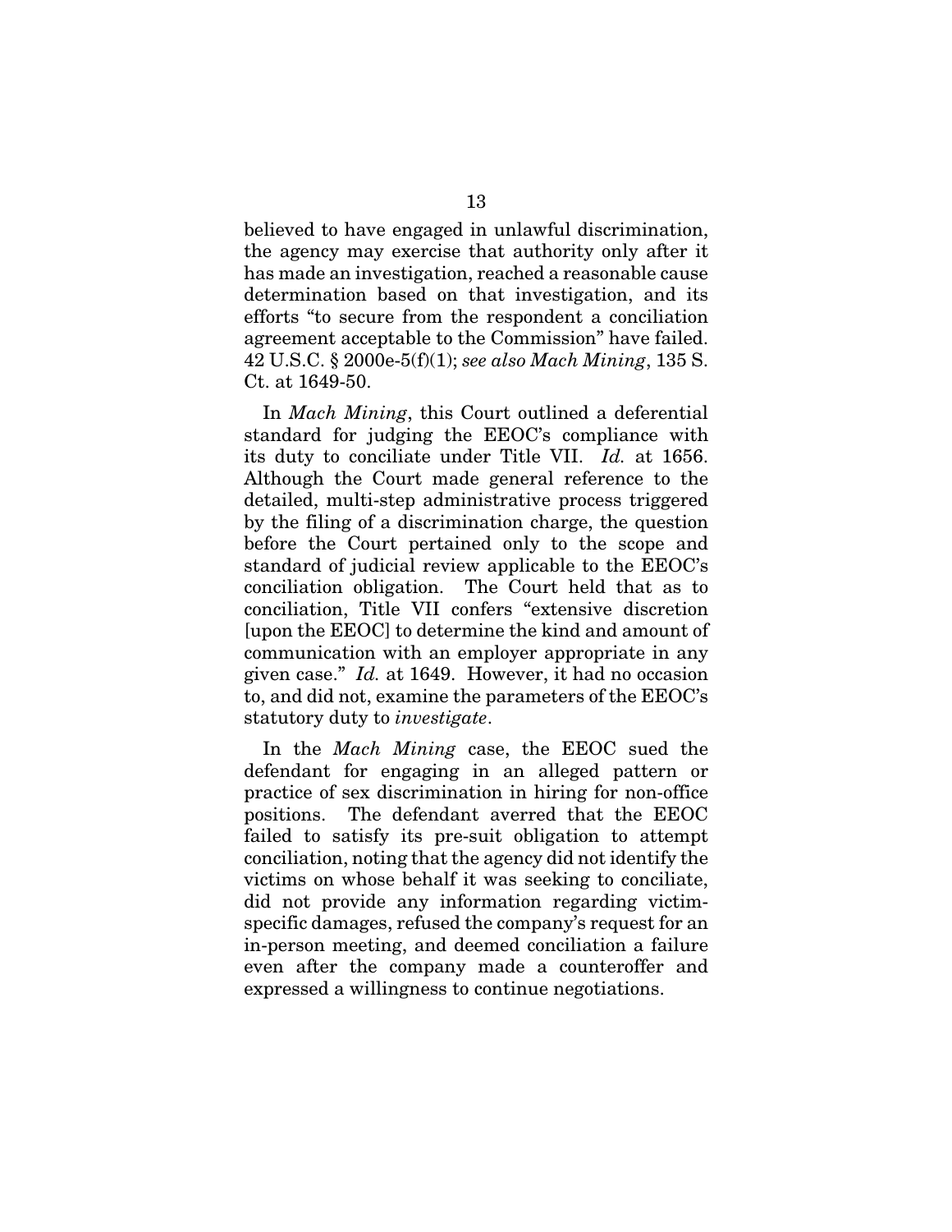believed to have engaged in unlawful discrimination, the agency may exercise that authority only after it has made an investigation, reached a reasonable cause determination based on that investigation, and its efforts "to secure from the respondent a conciliation agreement acceptable to the Commission" have failed. 42 U.S.C. § 2000e-5(f)(1); *see also Mach Mining*, 135 S. Ct. at 1649-50.

In *Mach Mining*, this Court outlined a deferential standard for judging the EEOC's compliance with its duty to conciliate under Title VII. *Id.* at 1656. Although the Court made general reference to the detailed, multi-step administrative process triggered by the filing of a discrimination charge, the question before the Court pertained only to the scope and standard of judicial review applicable to the EEOC's conciliation obligation. The Court held that as to conciliation, Title VII confers "extensive discretion [upon the EEOC] to determine the kind and amount of communication with an employer appropriate in any given case." *Id.* at 1649. However, it had no occasion to, and did not, examine the parameters of the EEOC's statutory duty to *investigate*.

In the *Mach Mining* case, the EEOC sued the defendant for engaging in an alleged pattern or practice of sex discrimination in hiring for non-office positions. The defendant averred that the EEOC failed to satisfy its pre-suit obligation to attempt conciliation, noting that the agency did not identify the victims on whose behalf it was seeking to conciliate, did not provide any information regarding victim-specific damages, refused the company's request for an in-person meeting, and deemed conciliation a failure even after the company made a counteroffer and expressed a willingness to continue negotiations.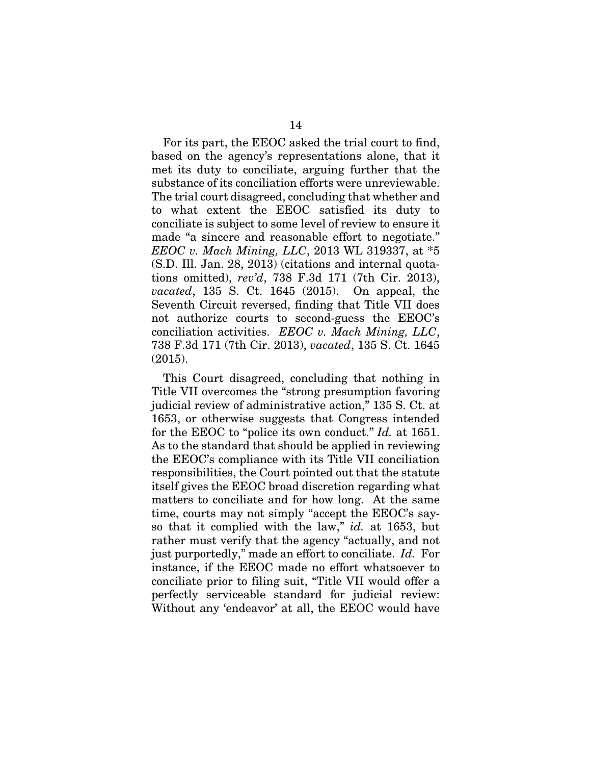For its part, the EEOC asked the trial court to find, based on the agency's representations alone, that it met its duty to conciliate, arguing further that the substance of its conciliation efforts were unreviewable. The trial court disagreed, concluding that whether and to what extent the EEOC satisfied its duty to conciliate is subject to some level of review to ensure it made "a sincere and reasonable effort to negotiate." *EEOC v. Mach Mining, LLC*, 2013 WL 319337, at *5 (S.D. Ill. Jan. 28, 2013) (citations and internal quotations omitted), *rev'd*, 738 F.3d 171 (7th Cir. 2013), *vacated*, 135 S. Ct. 1645 (2015). On appeal, the Seventh Circuit reversed, finding that Title VII does not authorize courts to second-guess the EEOC's conciliation activities. *EEOC v. Mach Mining, LLC*, 738 F.3d 171 (7th Cir. 2013), *vacated*, 135 S. Ct. 1645 (2015).

This Court disagreed, concluding that nothing in Title VII overcomes the "strong presumption favoring judicial review of administrative action," 135 S. Ct. at 1653, or otherwise suggests that Congress intended for the EEOC to "police its own conduct." *Id.* at 1651. As to the standard that should be applied in reviewing the EEOC's compliance with its Title VII conciliation responsibilities, the Court pointed out that the statute itself gives the EEOC broad discretion regarding what matters to conciliate and for how long. At the same time, courts may not simply "accept the EEOC's say-so that it complied with the law," *id.* at 1653, but rather must verify that the agency "actually, and not just purportedly," made an effort to conciliate. *Id.* For instance, if the EEOC made no effort whatsoever to conciliate prior to filing suit, "Title VII would offer a perfectly serviceable standard for judicial review: Without any 'endeavor' at all, the EEOC would have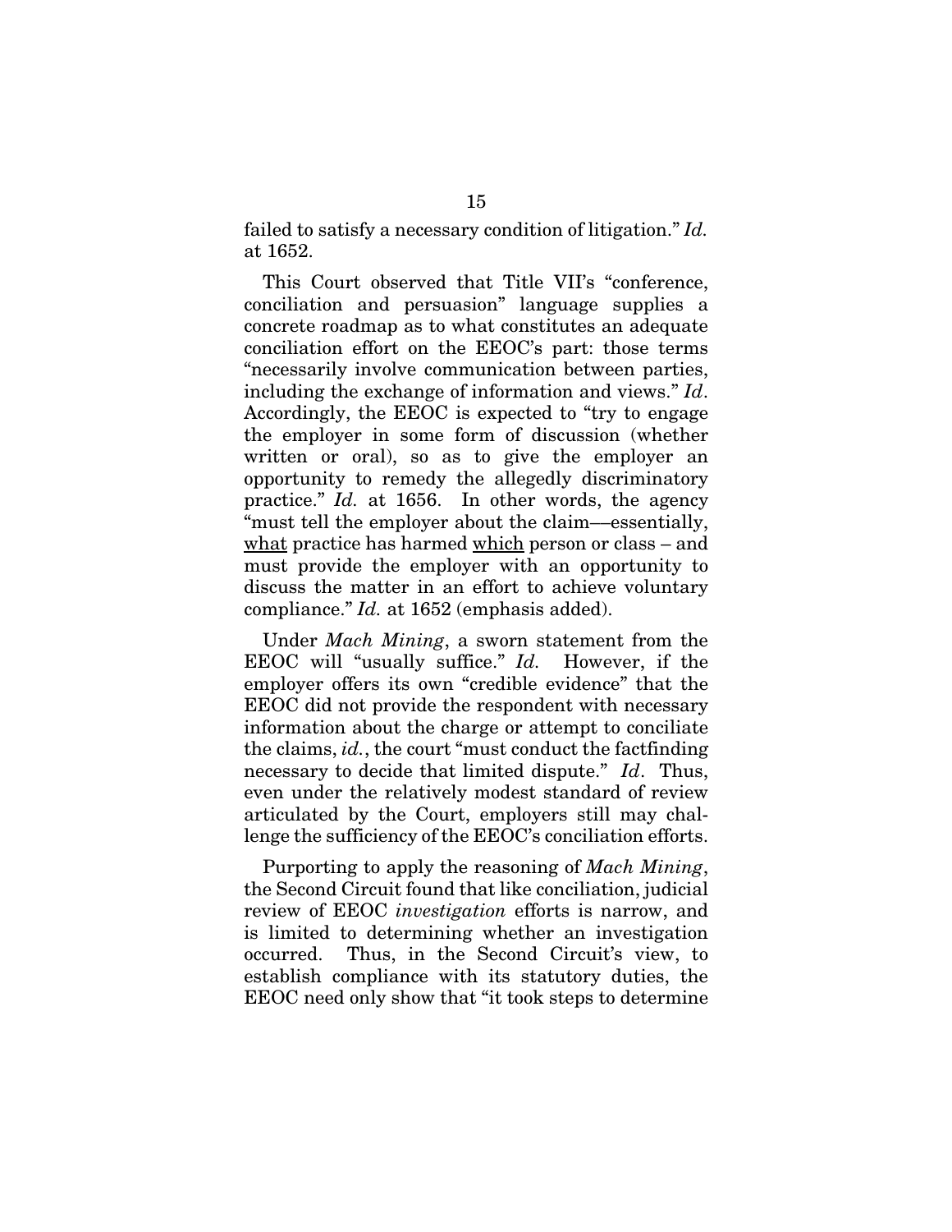failed to satisfy a necessary condition of litigation." *Id.* at 1652.

This Court observed that Title VII's "conference, conciliation and persuasion" language supplies a concrete roadmap as to what constitutes an adequate conciliation effort on the EEOC's part: those terms "necessarily involve communication between parties, including the exchange of information and views." *Id*. Accordingly, the EEOC is expected to "try to engage the employer in some form of discussion (whether written or oral), so as to give the employer an opportunity to remedy the allegedly discriminatory practice." *Id.* at 1656. In other words, the agency "must tell the employer about the claim—essentially, <u>what</u> practice has harmed <u>which</u> person or class – and must provide the employer with an opportunity to discuss the matter in an effort to achieve voluntary compliance." *Id.* at 1652 (emphasis added).

Under *Mach Mining*, a sworn statement from the EEOC will "usually suffice." *Id.* However, if the employer offers its own "credible evidence" that the EEOC did not provide the respondent with necessary information about the charge or attempt to conciliate the claims, *id.*, the court "must conduct the factfinding necessary to decide that limited dispute." *Id*. Thus, even under the relatively modest standard of review articulated by the Court, employers still may challenge the sufficiency of the EEOC's conciliation efforts.

Purporting to apply the reasoning of *Mach Mining*, the Second Circuit found that like conciliation, judicial review of EEOC *investigation* efforts is narrow, and is limited to determining whether an investigation occurred. Thus, in the Second Circuit's view, to establish compliance with its statutory duties, the EEOC need only show that "it took steps to determine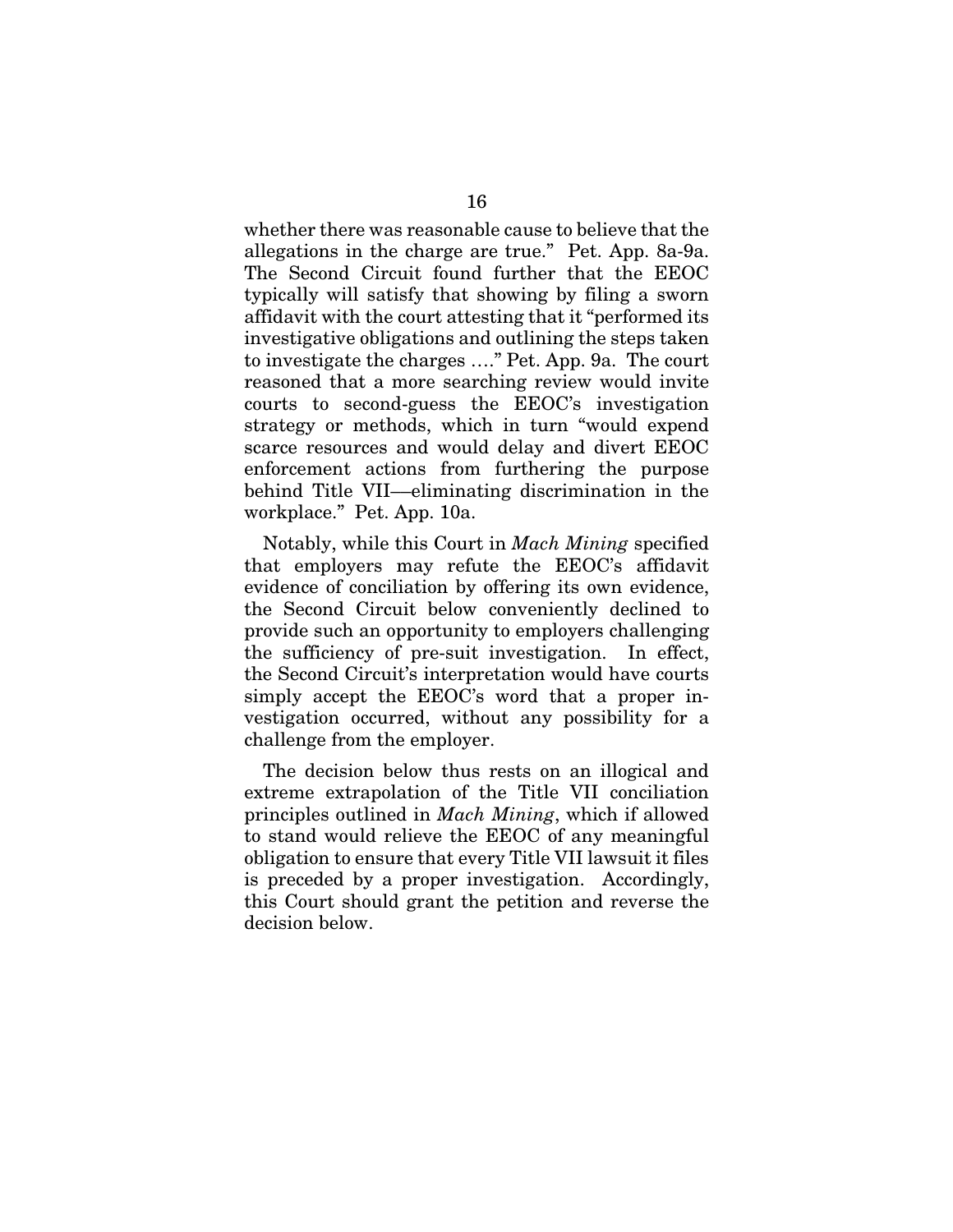whether there was reasonable cause to believe that the allegations in the charge are true." Pet. App. 8a-9a. The Second Circuit found further that the EEOC typically will satisfy that showing by filing a sworn affidavit with the court attesting that it "performed its investigative obligations and outlining the steps taken to investigate the charges …." Pet. App. 9a. The court reasoned that a more searching review would invite courts to second-guess the EEOC's investigation strategy or methods, which in turn "would expend scarce resources and would delay and divert EEOC enforcement actions from furthering the purpose behind Title VII—eliminating discrimination in the workplace." Pet. App. 10a.

Notably, while this Court in *Mach Mining* specified that employers may refute the EEOC's affidavit evidence of conciliation by offering its own evidence, the Second Circuit below conveniently declined to provide such an opportunity to employers challenging the sufficiency of pre-suit investigation. In effect, the Second Circuit's interpretation would have courts simply accept the EEOC's word that a proper investigation occurred, without any possibility for a challenge from the employer.

The decision below thus rests on an illogical and extreme extrapolation of the Title VII conciliation principles outlined in *Mach Mining*, which if allowed to stand would relieve the EEOC of any meaningful obligation to ensure that every Title VII lawsuit it files is preceded by a proper investigation. Accordingly, this Court should grant the petition and reverse the decision below.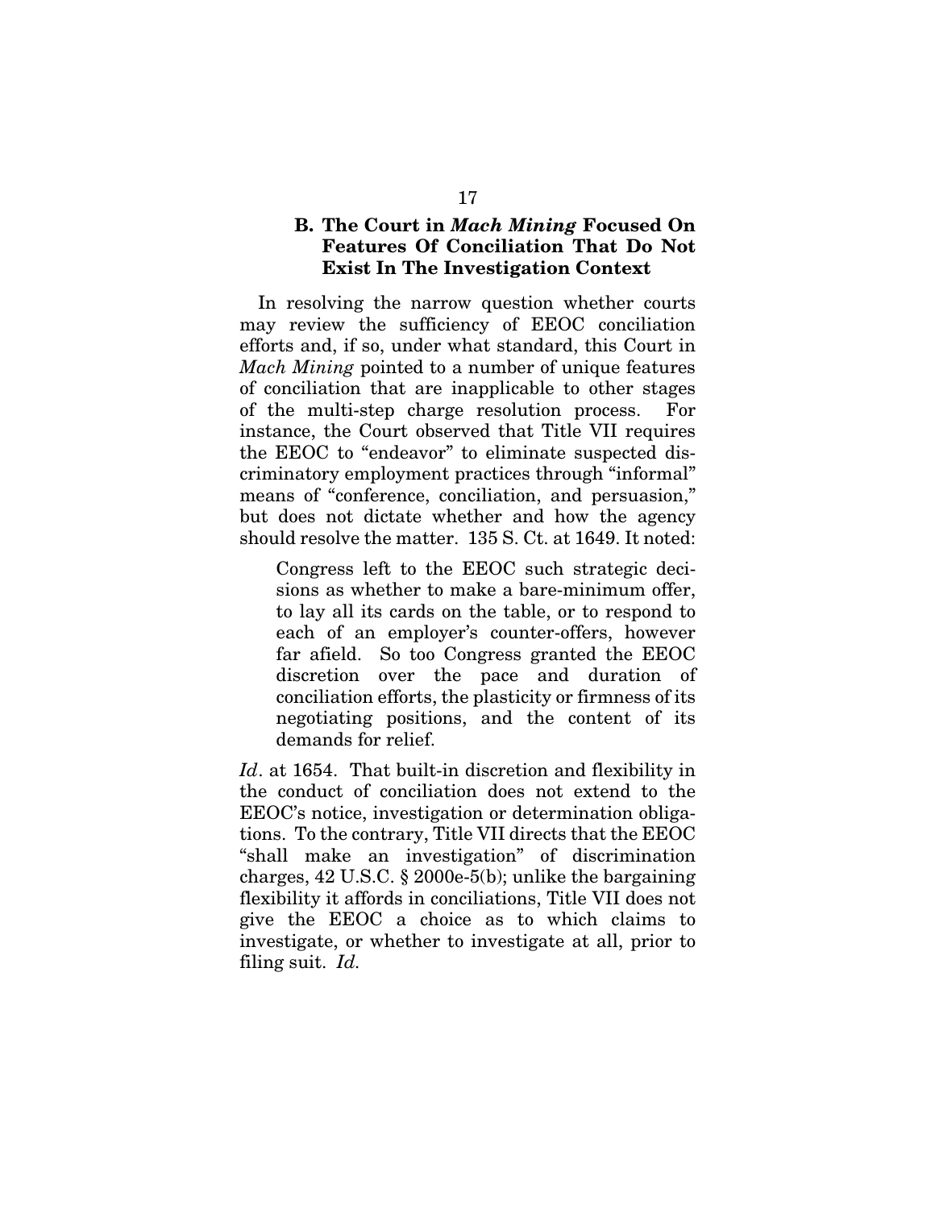### B. The Court in *Mach Mining* Focused On Features Of Conciliation That Do Not Exist In The Investigation Context

In resolving the narrow question whether courts may review the sufficiency of EEOC conciliation efforts and, if so, under what standard, this Court in *Mach Mining* pointed to a number of unique features of conciliation that are inapplicable to other stages of the multi-step charge resolution process. For instance, the Court observed that Title VII requires the EEOC to "endeavor" to eliminate suspected discriminatory employment practices through "informal" means of "conference, conciliation, and persuasion," but does not dictate whether and how the agency should resolve the matter. 135 S. Ct. at 1649. It noted:

> Congress left to the EEOC such strategic decisions as whether to make a bare-minimum offer, to lay all its cards on the table, or to respond to each of an employer's counter-offers, however far afield. So too Congress granted the EEOC discretion over the pace and duration of conciliation efforts, the plasticity or firmness of its negotiating positions, and the content of its demands for relief.

*Id*. at 1654. That built-in discretion and flexibility in the conduct of conciliation does not extend to the EEOC's notice, investigation or determination obligations. To the contrary, Title VII directs that the EEOC "shall make an investigation" of discrimination charges, 42 U.S.C. § 2000e-5(b); unlike the bargaining flexibility it affords in conciliations, Title VII does not give the EEOC a choice as to which claims to investigate, or whether to investigate at all, prior to filing suit. *Id.*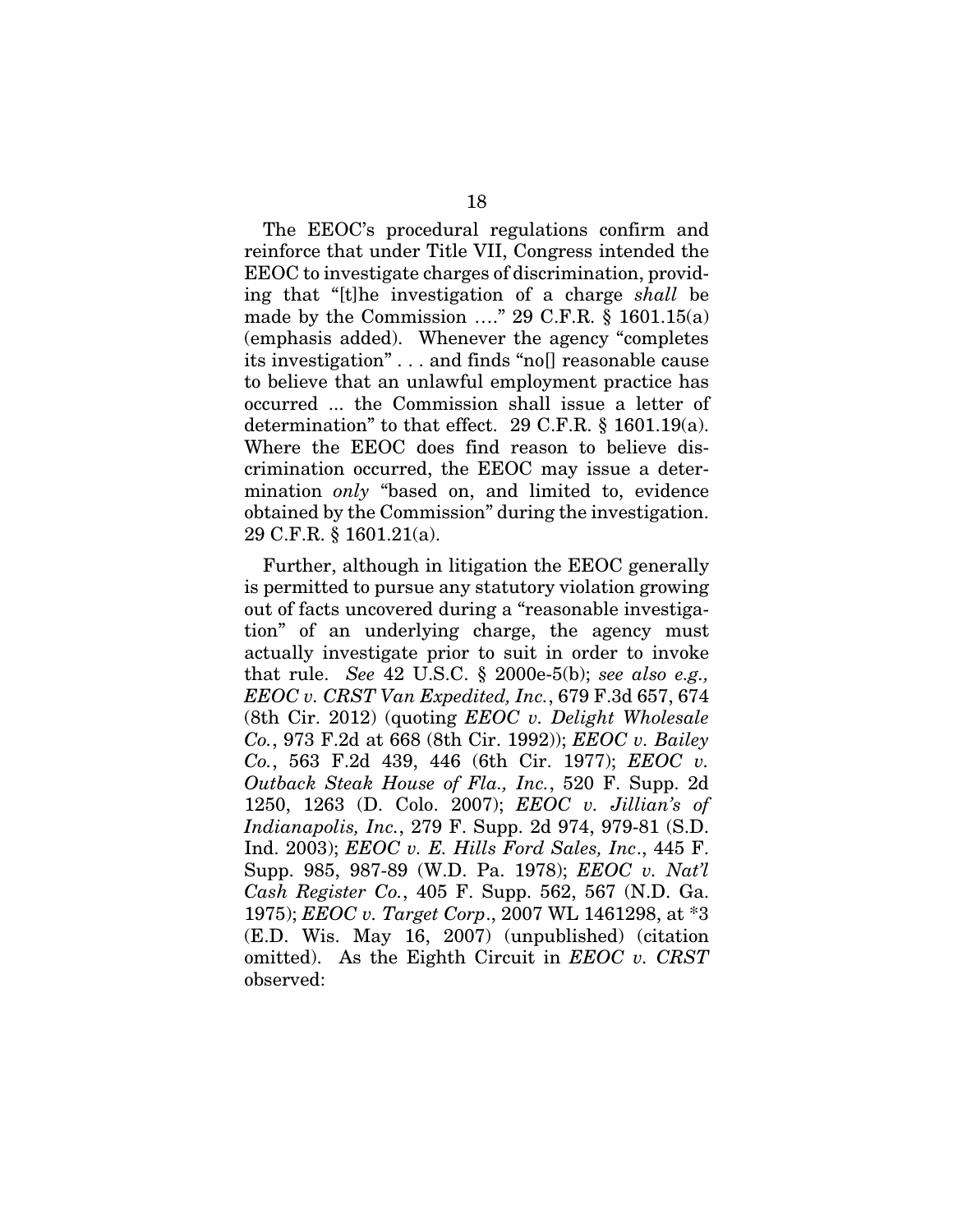The EEOC's procedural regulations confirm and reinforce that under Title VII, Congress intended the EEOC to investigate charges of discrimination, providing that "[t]he investigation of a charge *shall* be made by the Commission …." 29 C.F.R. § 1601.15(a) (emphasis added). Whenever the agency "completes its investigation" . . . and finds "no[] reasonable cause to believe that an unlawful employment practice has occurred ... the Commission shall issue a letter of determination" to that effect. 29 C.F.R. § 1601.19(a). Where the EEOC does find reason to believe discrimination occurred, the EEOC may issue a determination *only* "based on, and limited to, evidence obtained by the Commission" during the investigation. 29 C.F.R. § 1601.21(a).

Further, although in litigation the EEOC generally is permitted to pursue any statutory violation growing out of facts uncovered during a "reasonable investigation" of an underlying charge, the agency must actually investigate prior to suit in order to invoke that rule. *See* 42 U.S.C. § 2000e-5(b); *see also e.g., EEOC v. CRST Van Expedited, Inc.*, 679 F.3d 657, 674 (8th Cir. 2012) (quoting *EEOC v. Delight Wholesale Co.*, 973 F.2d at 668 (8th Cir. 1992)); *EEOC v. Bailey Co.*, 563 F.2d 439, 446 (6th Cir. 1977); *EEOC v. Outback Steak House of Fla., Inc.*, 520 F. Supp. 2d 1250, 1263 (D. Colo. 2007); *EEOC v. Jillian's of Indianapolis, Inc.*, 279 F. Supp. 2d 974, 979-81 (S.D. Ind. 2003); *EEOC v. E. Hills Ford Sales, Inc*., 445 F. Supp. 985, 987-89 (W.D. Pa. 1978); *EEOC v. Nat'l Cash Register Co.*, 405 F. Supp. 562, 567 (N.D. Ga. 1975); *EEOC v. Target Corp*., 2007 WL 1461298, at *3 (E.D. Wis. May 16, 2007) (unpublished) (citation omitted). As the Eighth Circuit in *EEOC v. CRST* observed: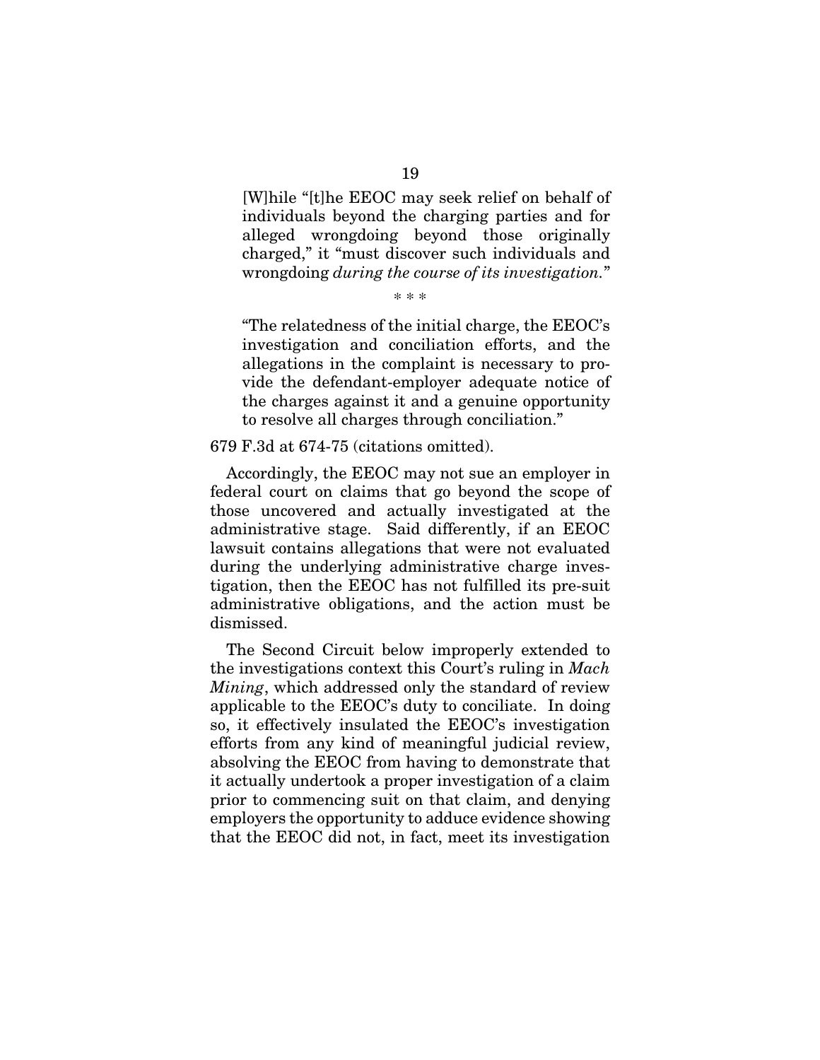> [W]hile "[t]he EEOC may seek relief on behalf of individuals beyond the charging parties and for alleged wrongdoing beyond those originally charged," it "must discover such individuals and wrongdoing *during the course of its investigation*."
>
> \* \* \*
>
> "The relatedness of the initial charge, the EEOC's investigation and conciliation efforts, and the allegations in the complaint is necessary to provide the defendant-employer adequate notice of the charges against it and a genuine opportunity to resolve all charges through conciliation."

679 F.3d at 674-75 (citations omitted).

Accordingly, the EEOC may not sue an employer in federal court on claims that go beyond the scope of those uncovered and actually investigated at the administrative stage. Said differently, if an EEOC lawsuit contains allegations that were not evaluated during the underlying administrative charge investigation, then the EEOC has not fulfilled its pre-suit administrative obligations, and the action must be dismissed.

The Second Circuit below improperly extended to the investigations context this Court's ruling in *Mach Mining*, which addressed only the standard of review applicable to the EEOC's duty to conciliate. In doing so, it effectively insulated the EEOC's investigation efforts from any kind of meaningful judicial review, absolving the EEOC from having to demonstrate that it actually undertook a proper investigation of a claim prior to commencing suit on that claim, and denying employers the opportunity to adduce evidence showing that the EEOC did not, in fact, meet its investigation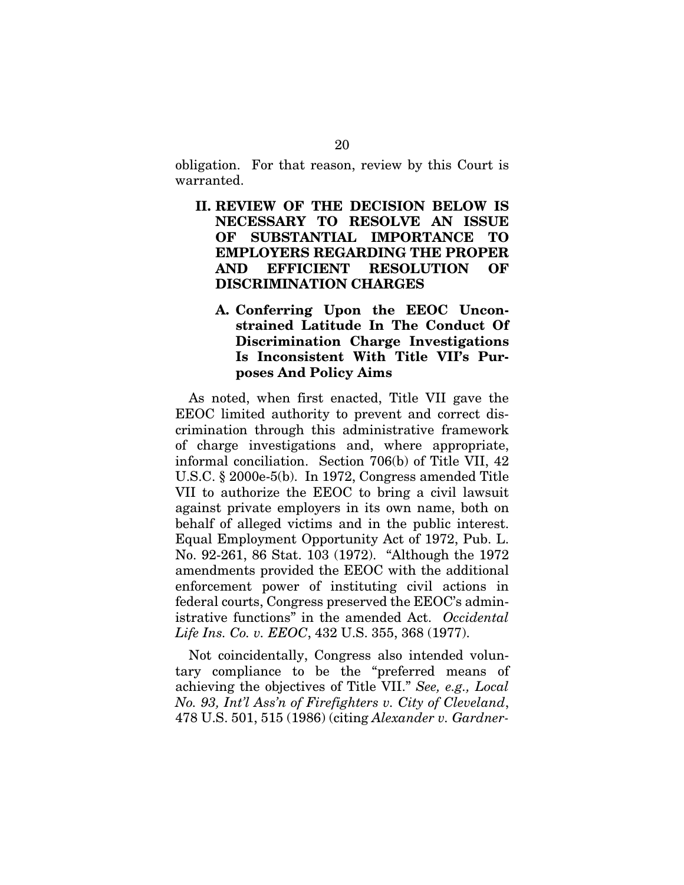obligation. For that reason, review by this Court is warranted.

## II. REVIEW OF THE DECISION BELOW IS NECESSARY TO RESOLVE AN ISSUE OF SUBSTANTIAL IMPORTANCE TO EMPLOYERS REGARDING THE PROPER AND EFFICIENT RESOLUTION OF DISCRIMINATION CHARGES

### A. Conferring Upon the EEOC Unconstrained Latitude In The Conduct Of Discrimination Charge Investigations Is Inconsistent With Title VII's Purposes And Policy Aims

As noted, when first enacted, Title VII gave the EEOC limited authority to prevent and correct discrimination through this administrative framework of charge investigations and, where appropriate, informal conciliation. Section 706(b) of Title VII, 42 U.S.C. § 2000e-5(b). In 1972, Congress amended Title VII to authorize the EEOC to bring a civil lawsuit against private employers in its own name, both on behalf of alleged victims and in the public interest. Equal Employment Opportunity Act of 1972, Pub. L. No. 92-261, 86 Stat. 103 (1972). "Although the 1972 amendments provided the EEOC with the additional enforcement power of instituting civil actions in federal courts, Congress preserved the EEOC's administrative functions" in the amended Act. *Occidental Life Ins. Co. v. EEOC*, 432 U.S. 355, 368 (1977).

Not coincidentally, Congress also intended voluntary compliance to be the "preferred means of achieving the objectives of Title VII." *See, e.g., Local No. 93, Int'l Ass'n of Firefighters v. City of Cleveland*, 478 U.S. 501, 515 (1986) (citing *Alexander v. Gardner-*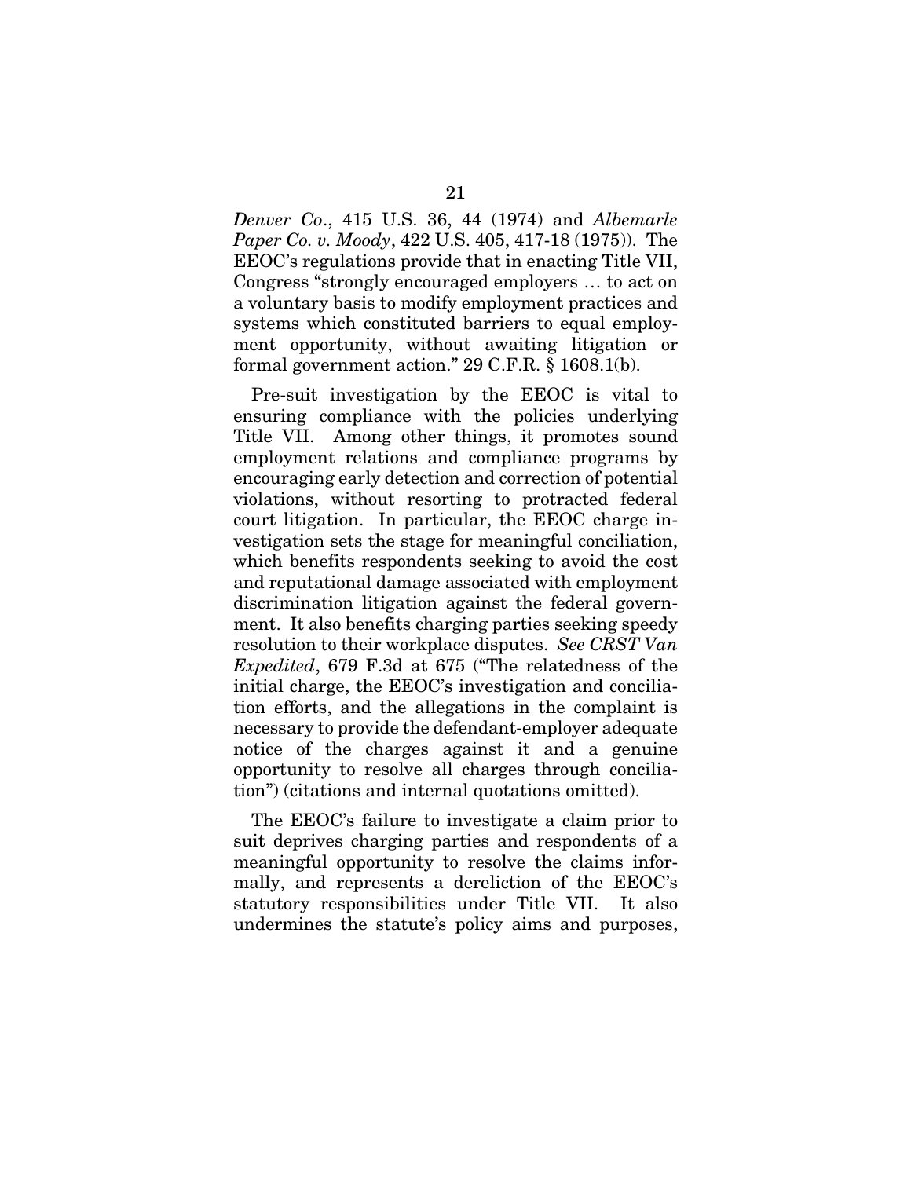*Denver Co*., 415 U.S. 36, 44 (1974) and *Albemarle Paper Co. v. Moody*, 422 U.S. 405, 417-18 (1975)). The EEOC's regulations provide that in enacting Title VII, Congress "strongly encouraged employers … to act on a voluntary basis to modify employment practices and systems which constituted barriers to equal employment opportunity, without awaiting litigation or formal government action." 29 C.F.R. § 1608.1(b).

Pre-suit investigation by the EEOC is vital to ensuring compliance with the policies underlying Title VII. Among other things, it promotes sound employment relations and compliance programs by encouraging early detection and correction of potential violations, without resorting to protracted federal court litigation. In particular, the EEOC charge investigation sets the stage for meaningful conciliation, which benefits respondents seeking to avoid the cost and reputational damage associated with employment discrimination litigation against the federal government. It also benefits charging parties seeking speedy resolution to their workplace disputes. *See CRST Van Expedited*, 679 F.3d at 675 ("The relatedness of the initial charge, the EEOC's investigation and conciliation efforts, and the allegations in the complaint is necessary to provide the defendant-employer adequate notice of the charges against it and a genuine opportunity to resolve all charges through conciliation") (citations and internal quotations omitted).

The EEOC's failure to investigate a claim prior to suit deprives charging parties and respondents of a meaningful opportunity to resolve the claims informally, and represents a dereliction of the EEOC's statutory responsibilities under Title VII. It also undermines the statute's policy aims and purposes,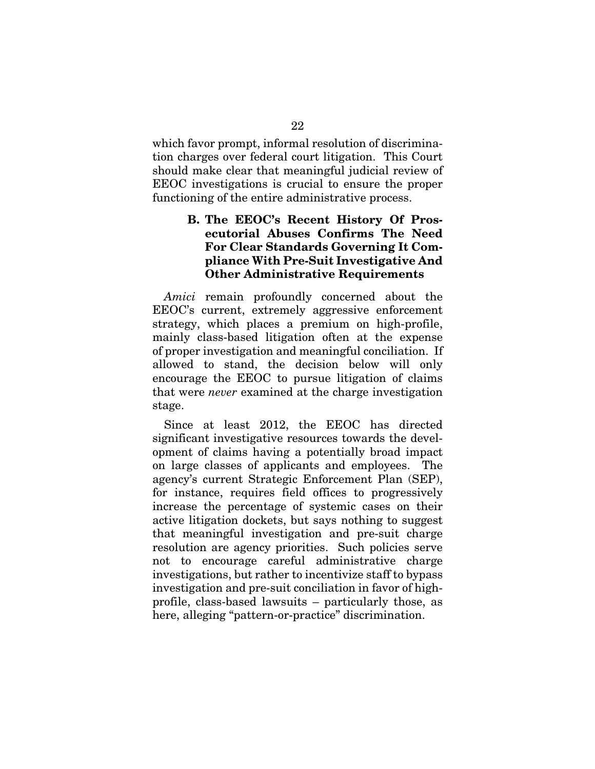which favor prompt, informal resolution of discrimination charges over federal court litigation. This Court should make clear that meaningful judicial review of EEOC investigations is crucial to ensure the proper functioning of the entire administrative process.

### B. The EEOC's Recent History Of Prosecutorial Abuses Confirms The Need For Clear Standards Governing It Compliance With Pre-Suit Investigative And Other Administrative Requirements

*Amici* remain profoundly concerned about the EEOC's current, extremely aggressive enforcement strategy, which places a premium on high-profile, mainly class-based litigation often at the expense of proper investigation and meaningful conciliation. If allowed to stand, the decision below will only encourage the EEOC to pursue litigation of claims that were *never* examined at the charge investigation stage.

Since at least 2012, the EEOC has directed significant investigative resources towards the development of claims having a potentially broad impact on large classes of applicants and employees. The agency's current Strategic Enforcement Plan (SEP), for instance, requires field offices to progressively increase the percentage of systemic cases on their active litigation dockets, but says nothing to suggest that meaningful investigation and pre-suit charge resolution are agency priorities. Such policies serve not to encourage careful administrative charge investigations, but rather to incentivize staff to bypass investigation and pre-suit conciliation in favor of high-profile, class-based lawsuits – particularly those, as here, alleging "pattern-or-practice" discrimination.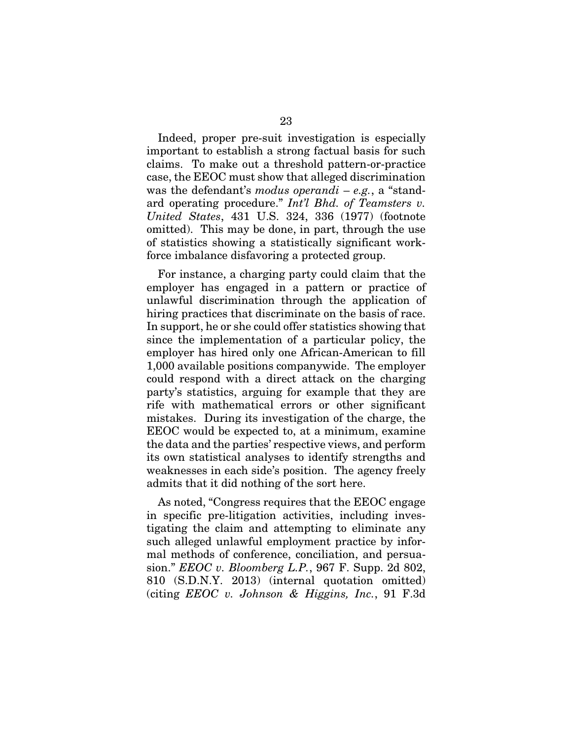Indeed, proper pre-suit investigation is especially important to establish a strong factual basis for such claims. To make out a threshold pattern-or-practice case, the EEOC must show that alleged discrimination was the defendant's *modus operandi* – *e.g.*, a "standard operating procedure." *Int'l Bhd. of Teamsters v. United States*, 431 U.S. 324, 336 (1977) (footnote omitted). This may be done, in part, through the use of statistics showing a statistically significant workforce imbalance disfavoring a protected group.

For instance, a charging party could claim that the employer has engaged in a pattern or practice of unlawful discrimination through the application of hiring practices that discriminate on the basis of race. In support, he or she could offer statistics showing that since the implementation of a particular policy, the employer has hired only one African-American to fill 1,000 available positions companywide. The employer could respond with a direct attack on the charging party's statistics, arguing for example that they are rife with mathematical errors or other significant mistakes. During its investigation of the charge, the EEOC would be expected to, at a minimum, examine the data and the parties' respective views, and perform its own statistical analyses to identify strengths and weaknesses in each side's position. The agency freely admits that it did nothing of the sort here.

As noted, "Congress requires that the EEOC engage in specific pre-litigation activities, including investigating the claim and attempting to eliminate any such alleged unlawful employment practice by informal methods of conference, conciliation, and persuasion." *EEOC v. Bloomberg L.P.*, 967 F. Supp. 2d 802, 810 (S.D.N.Y. 2013) (internal quotation omitted) (citing *EEOC v. Johnson & Higgins, Inc.*, 91 F.3d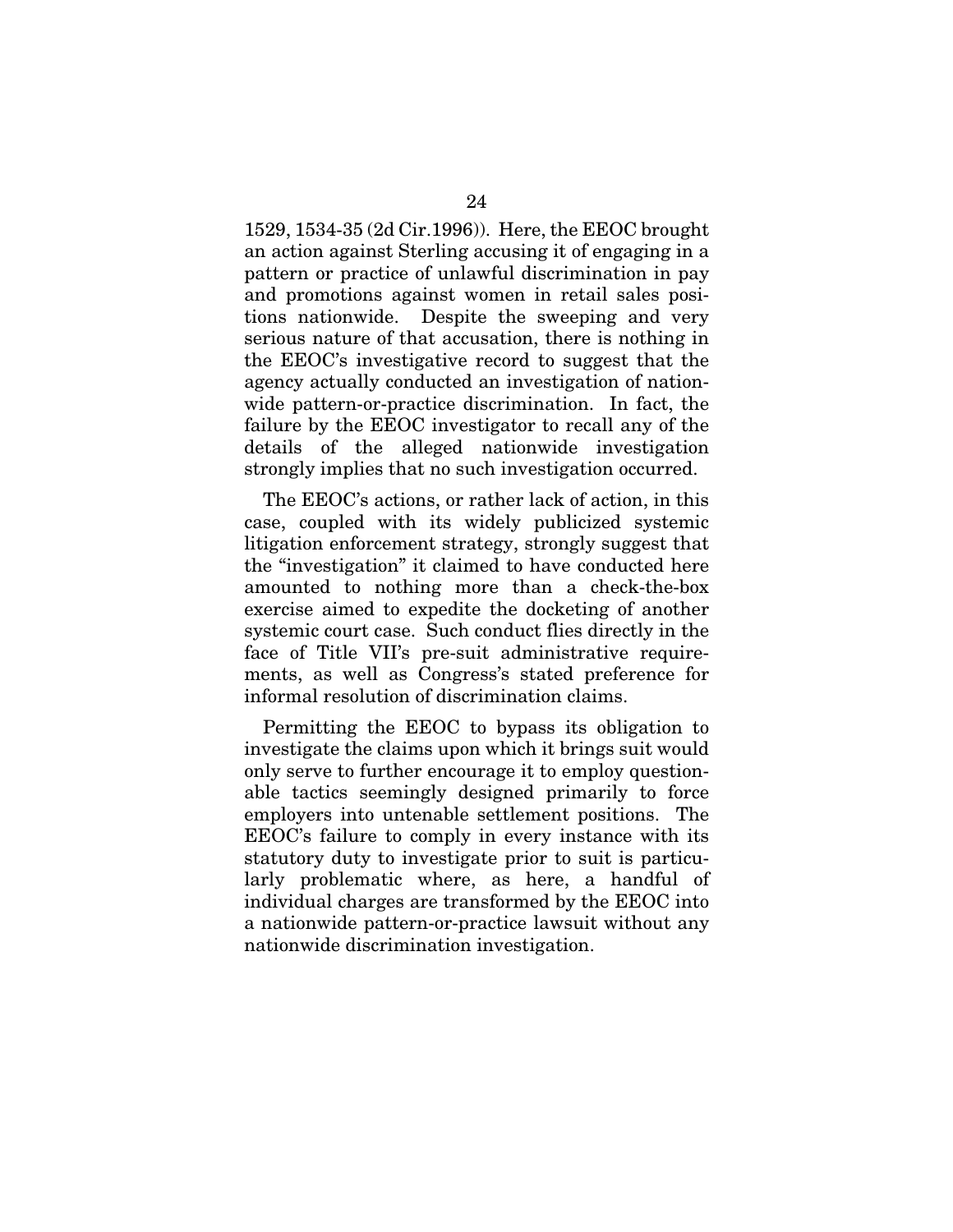1529, 1534-35 (2d Cir.1996)). Here, the EEOC brought an action against Sterling accusing it of engaging in a pattern or practice of unlawful discrimination in pay and promotions against women in retail sales positions nationwide. Despite the sweeping and very serious nature of that accusation, there is nothing in the EEOC's investigative record to suggest that the agency actually conducted an investigation of nationwide pattern-or-practice discrimination. In fact, the failure by the EEOC investigator to recall any of the details of the alleged nationwide investigation strongly implies that no such investigation occurred.

The EEOC's actions, or rather lack of action, in this case, coupled with its widely publicized systemic litigation enforcement strategy, strongly suggest that the "investigation" it claimed to have conducted here amounted to nothing more than a check-the-box exercise aimed to expedite the docketing of another systemic court case. Such conduct flies directly in the face of Title VII's pre-suit administrative requirements, as well as Congress's stated preference for informal resolution of discrimination claims.

Permitting the EEOC to bypass its obligation to investigate the claims upon which it brings suit would only serve to further encourage it to employ questionable tactics seemingly designed primarily to force employers into untenable settlement positions. The EEOC's failure to comply in every instance with its statutory duty to investigate prior to suit is particularly problematic where, as here, a handful of individual charges are transformed by the EEOC into a nationwide pattern-or-practice lawsuit without any nationwide discrimination investigation.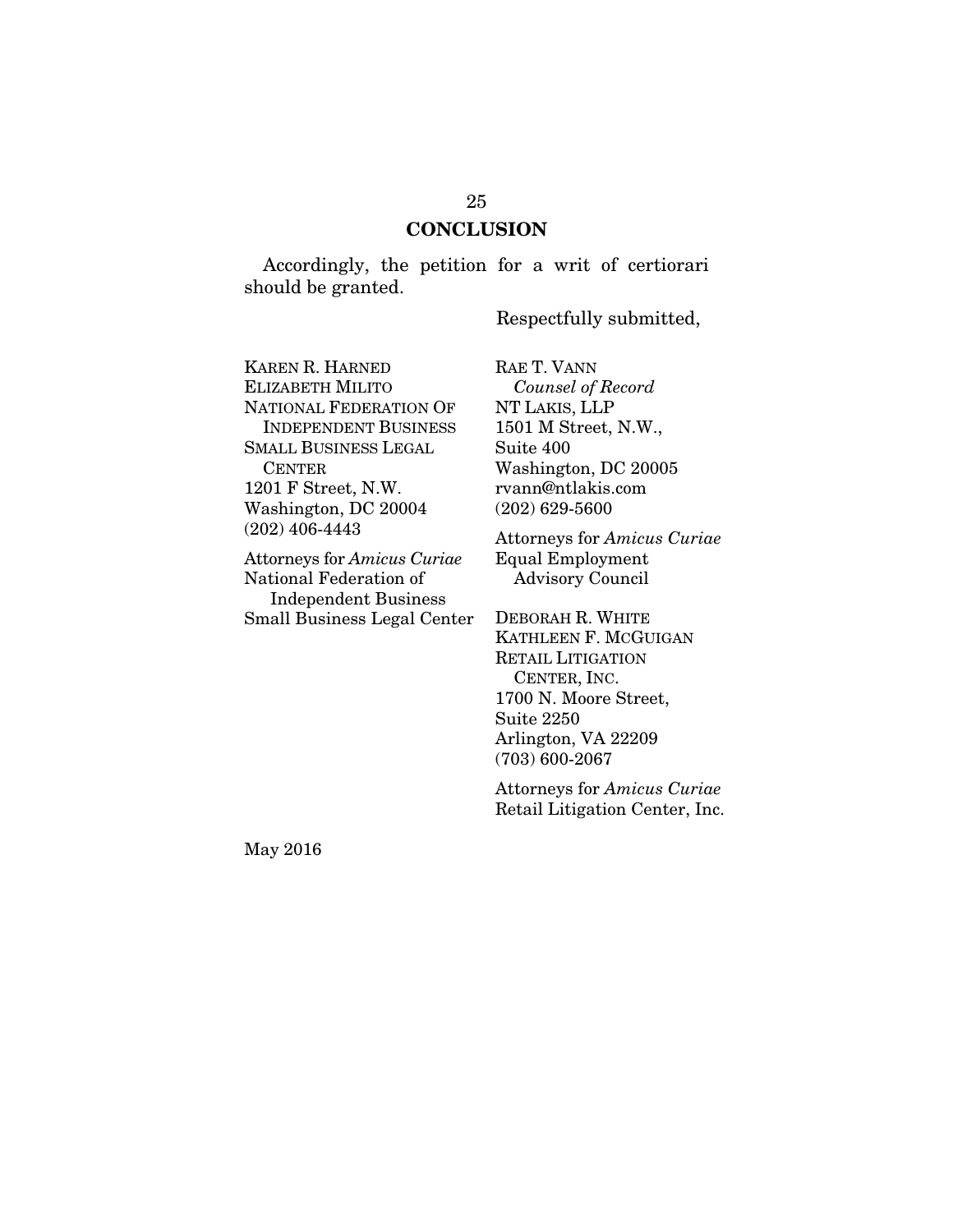## CONCLUSION

Accordingly, the petition for a writ of certiorari should be granted.

Respectfully submitted,

KAREN R. HARNED
ELIZABETH MILITO
NATIONAL FEDERATION OF INDEPENDENT BUSINESS
SMALL BUSINESS LEGAL CENTER
1201 F Street, N.W.
Washington, DC 20004
(202) 406-4443

Attorneys for *Amicus Curiae*
National Federation of Independent Business
Small Business Legal Center

RAE T. VANN
*Counsel of Record*
NT LAKIS, LLP
1501 M Street, N.W.,
Suite 400
Washington, DC 20005
rvann@ntlakis.com
(202) 629-5600

Attorneys for *Amicus Curiae*
Equal Employment Advisory Council

DEBORAH R. WHITE
KATHLEEN F. MCGUIGAN
RETAIL LITIGATION CENTER, INC.
1700 N. Moore Street,
Suite 2250
Arlington, VA 22209
(703) 600-2067

Attorneys for *Amicus Curiae*
Retail Litigation Center, Inc.

May 2016